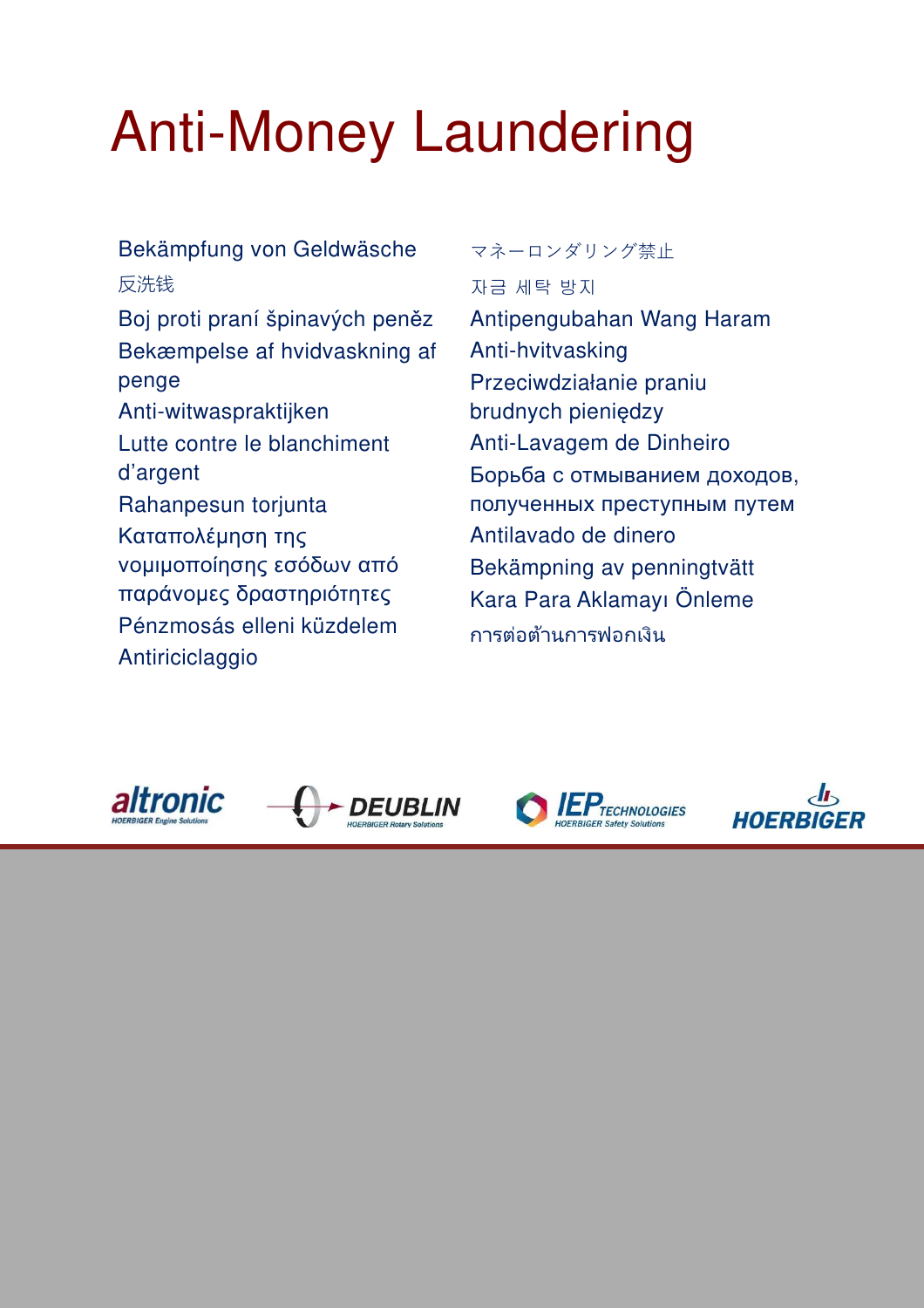# Anti-Money Laundering

Bekämpfung von Geldwäsche

反洗钱

Boj proti praní špinavých peněz

Bekæmpelse af hvidvaskning af penge

Anti-witwaspraktijken

Lutte contre le blanchiment d'argent

Rahanpesun torjunta

Καταπολέμηση της νομιμοποίησης εσόδων από παράνομες δραστηριότητες

Pénzmosás elleni küzdelem

Antiriciclaggio

マネーロンダリング禁止

자금 세탁 방지

Antipengubahan Wang Haram

Anti-hvitvasking

Przeciwdziałanie praniu brudnych pieniędzy

Anti-Lavagem de Dinheiro

Борьба с отмыванием доходов, полученных преступным путем

Antilavado de dinero

Bekämpning av penningtvätt

Kara Para Aklamayı Önleme

การต่อต้านการฟอกเงิน

altronic HOERBIGER Engine Solutions | DEUBLIN HOERBIGER Rotary Solutions | IEP TECHNOLOGIES HOERBIGER Safety Solutions | HOERBIGER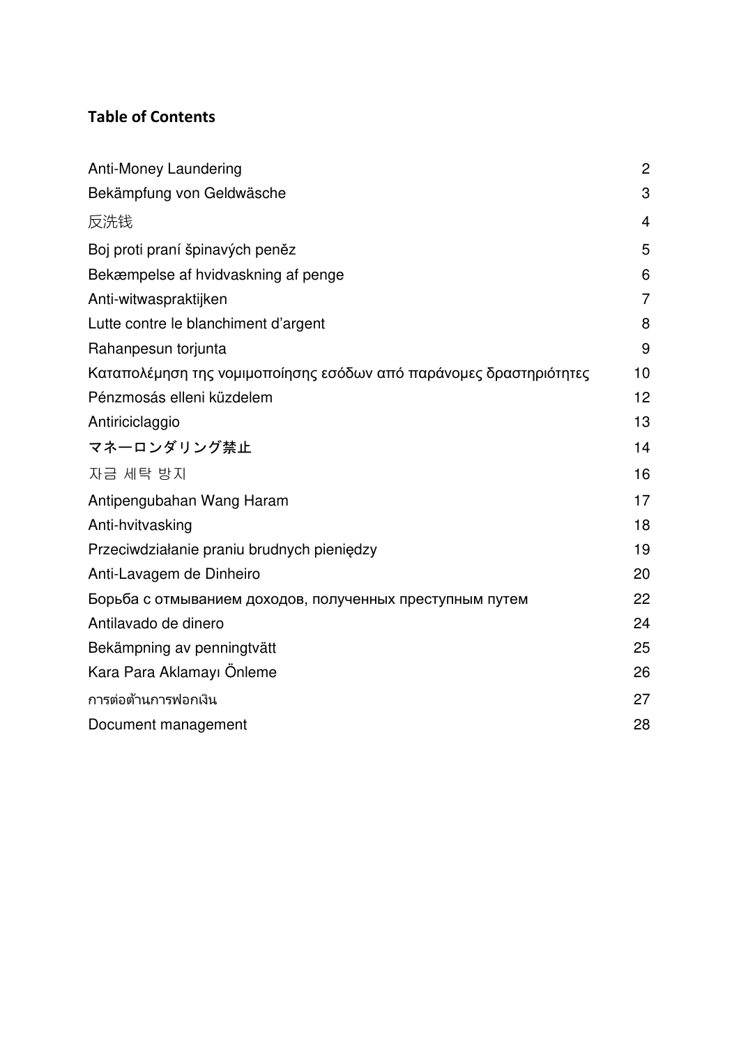**Table of Contents**

| | |
|---|---|
| Anti-Money Laundering | 2 |
| Bekämpfung von Geldwäsche | 3 |
| 反洗钱 | 4 |
| Boj proti praní špinavých peněz | 5 |
| Bekæmpelse af hvidvaskning af penge | 6 |
| Anti-witwaspraktijken | 7 |
| Lutte contre le blanchiment d’argent | 8 |
| Rahanpesun torjunta | 9 |
| Καταπολέμηση της νομιμοποίησης εσόδων από παράνομες δραστηριότητες | 10 |
| Pénzmosás elleni küzdelem | 12 |
| Antiriciclaggio | 13 |
| マネーロンダリング禁止 | 14 |
| 자금 세탁 방지 | 16 |
| Antipengubahan Wang Haram | 17 |
| Anti-hvitvasking | 18 |
| Przeciwdziałanie praniu brudnych pieniędzy | 19 |
| Anti-Lavagem de Dinheiro | 20 |
| Борьба с отмыванием доходов, полученных преступным путем | 22 |
| Antilavado de dinero | 24 |
| Bekämpning av penningtvätt | 25 |
| Kara Para Aklamayı Önleme | 26 |
| การต่อต้านการฟอกเงิน | 27 |
| Document management | 28 |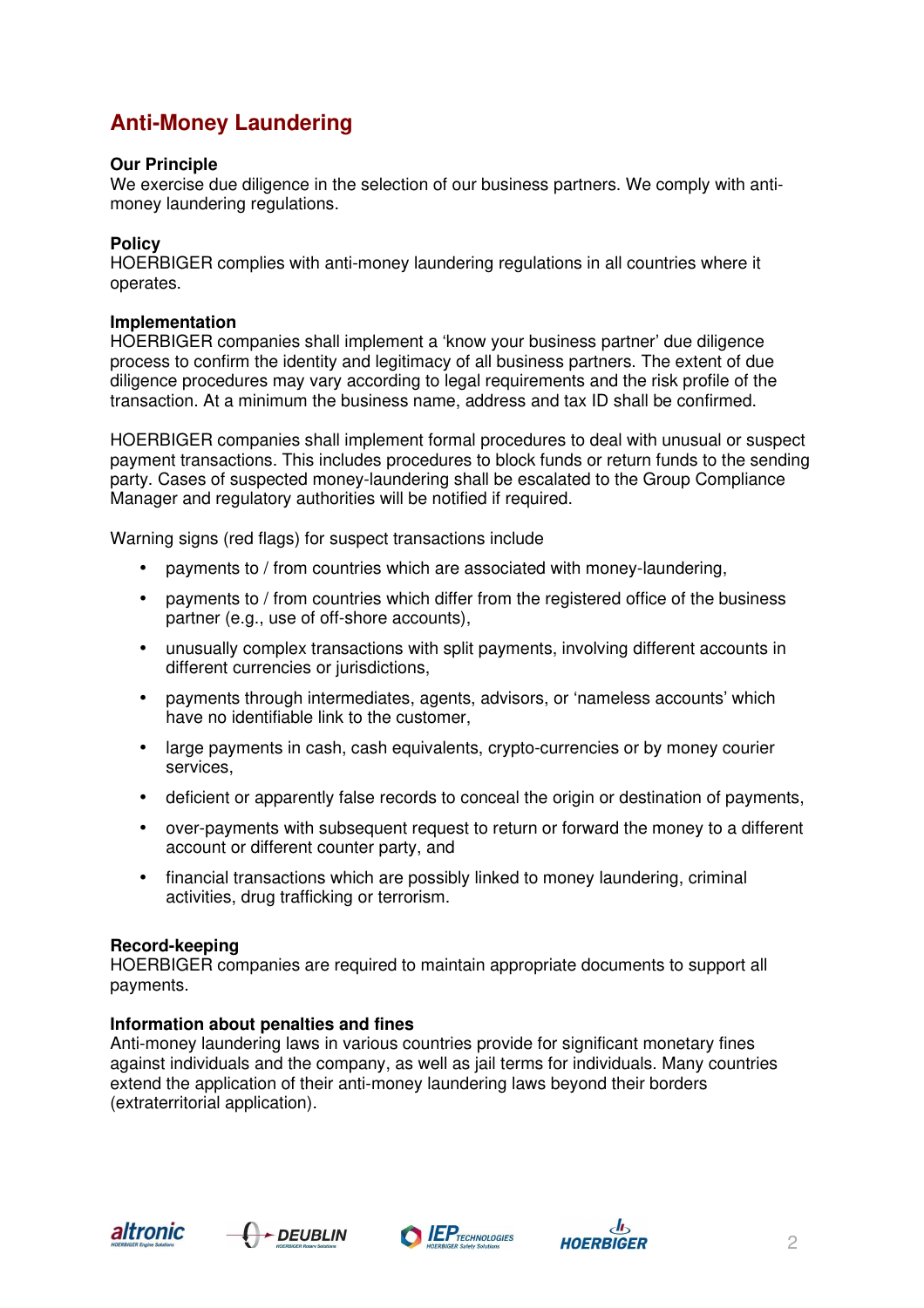## Anti-Money Laundering

**Our Principle**
We exercise due diligence in the selection of our business partners. We comply with anti-money laundering regulations.

**Policy**
HOERBIGER complies with anti-money laundering regulations in all countries where it operates.

**Implementation**
HOERBIGER companies shall implement a 'know your business partner' due diligence process to confirm the identity and legitimacy of all business partners. The extent of due diligence procedures may vary according to legal requirements and the risk profile of the transaction. At a minimum the business name, address and tax ID shall be confirmed.

HOERBIGER companies shall implement formal procedures to deal with unusual or suspect payment transactions. This includes procedures to block funds or return funds to the sending party. Cases of suspected money-laundering shall be escalated to the Group Compliance Manager and regulatory authorities will be notified if required.

Warning signs (red flags) for suspect transactions include

- payments to / from countries which are associated with money-laundering,
- payments to / from countries which differ from the registered office of the business partner (e.g., use of off-shore accounts),
- unusually complex transactions with split payments, involving different accounts in different currencies or jurisdictions,
- payments through intermediates, agents, advisors, or 'nameless accounts' which have no identifiable link to the customer,
- large payments in cash, cash equivalents, crypto-currencies or by money courier services,
- deficient or apparently false records to conceal the origin or destination of payments,
- over-payments with subsequent request to return or forward the money to a different account or different counter party, and
- financial transactions which are possibly linked to money laundering, criminal activities, drug trafficking or terrorism.

**Record-keeping**
HOERBIGER companies are required to maintain appropriate documents to support all payments.

**Information about penalties and fines**
Anti-money laundering laws in various countries provide for significant monetary fines against individuals and the company, as well as jail terms for individuals. Many countries extend the application of their anti-money laundering laws beyond their borders (extraterritorial application).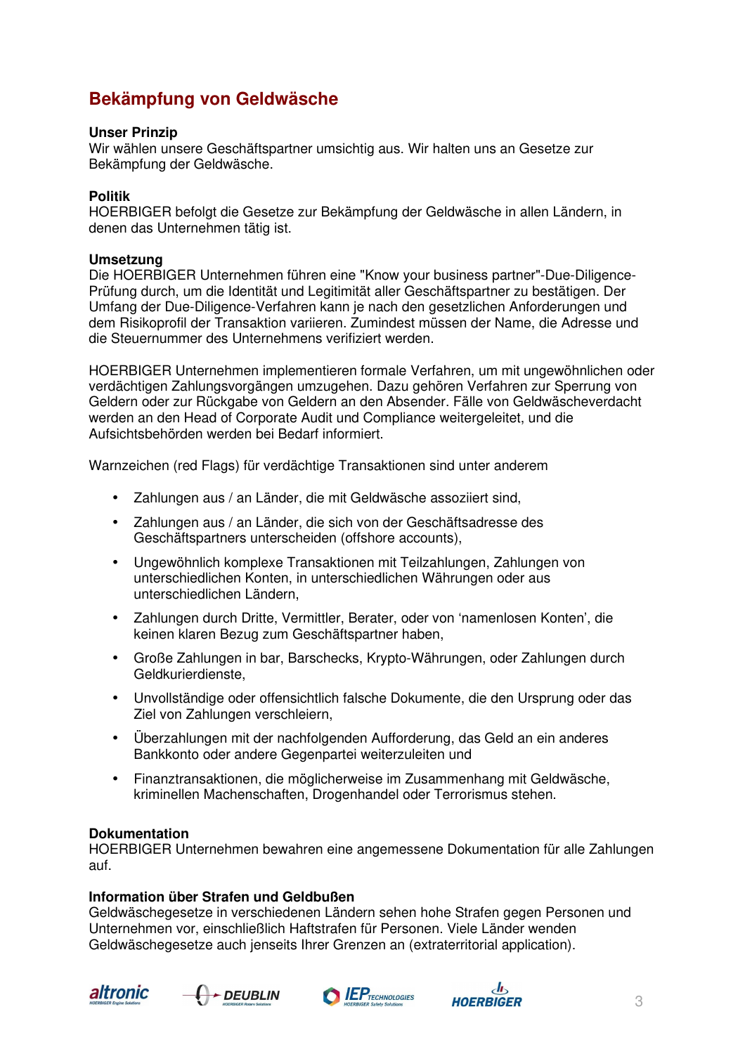## Bekämpfung von Geldwäsche

**Unser Prinzip**
Wir wählen unsere Geschäftspartner umsichtig aus. Wir halten uns an Gesetze zur Bekämpfung der Geldwäsche.

**Politik**
HOERBIGER befolgt die Gesetze zur Bekämpfung der Geldwäsche in allen Ländern, in denen das Unternehmen tätig ist.

**Umsetzung**
Die HOERBIGER Unternehmen führen eine "Know your business partner"-Due-Diligence-Prüfung durch, um die Identität und Legitimität aller Geschäftspartner zu bestätigen. Der Umfang der Due-Diligence-Verfahren kann je nach den gesetzlichen Anforderungen und dem Risikoprofil der Transaktion variieren. Zumindest müssen der Name, die Adresse und die Steuernummer des Unternehmens verifiziert werden.

HOERBIGER Unternehmen implementieren formale Verfahren, um mit ungewöhnlichen oder verdächtigen Zahlungsvorgängen umzugehen. Dazu gehören Verfahren zur Sperrung von Geldern oder zur Rückgabe von Geldern an den Absender. Fälle von Geldwäscheverdacht werden an den Head of Corporate Audit und Compliance weitergeleitet, und die Aufsichtsbehörden werden bei Bedarf informiert.

Warnzeichen (red Flags) für verdächtige Transaktionen sind unter anderem

- Zahlungen aus / an Länder, die mit Geldwäsche assoziiert sind,
- Zahlungen aus / an Länder, die sich von der Geschäftsadresse des Geschäftspartners unterscheiden (offshore accounts),
- Ungewöhnlich komplexe Transaktionen mit Teilzahlungen, Zahlungen von unterschiedlichen Konten, in unterschiedlichen Währungen oder aus unterschiedlichen Ländern,
- Zahlungen durch Dritte, Vermittler, Berater, oder von 'namenlosen Konten', die keinen klaren Bezug zum Geschäftspartner haben,
- Große Zahlungen in bar, Barschecks, Krypto-Währungen, oder Zahlungen durch Geldkurierdienste,
- Unvollständige oder offensichtlich falsche Dokumente, die den Ursprung oder das Ziel von Zahlungen verschleiern,
- Überzahlungen mit der nachfolgenden Aufforderung, das Geld an ein anderes Bankkonto oder andere Gegenpartei weiterzuleiten und
- Finanztransaktionen, die möglicherweise im Zusammenhang mit Geldwäsche, kriminellen Machenschaften, Drogenhandel oder Terrorismus stehen.

**Dokumentation**
HOERBIGER Unternehmen bewahren eine angemessene Dokumentation für alle Zahlungen auf.

**Information über Strafen und Geldbußen**
Geldwäschegesetze in verschiedenen Ländern sehen hohe Strafen gegen Personen und Unternehmen vor, einschließlich Haftstrafen für Personen. Viele Länder wenden Geldwäschegesetze auch jenseits Ihrer Grenzen an (extraterritorial application).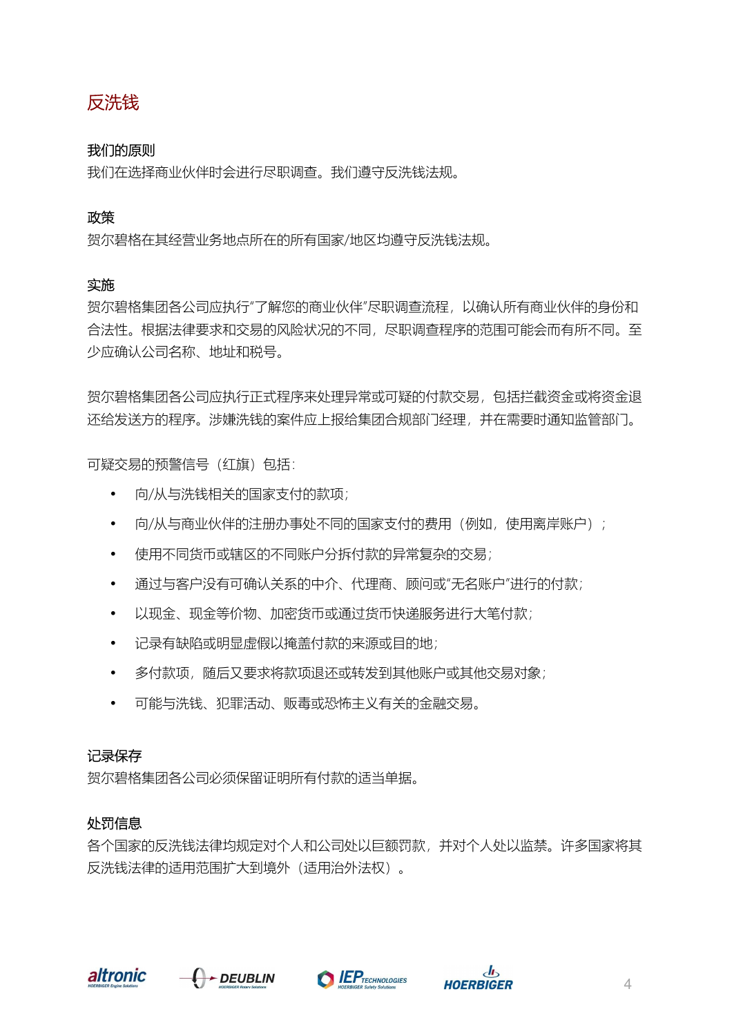# 反洗钱

## 我们的原则

我们在选择商业伙伴时会进行尽职调查。我们遵守反洗钱法规。

## 政策

贺尔碧格在其经营业务地点所在的所有国家/地区均遵守反洗钱法规。

## 实施

贺尔碧格集团各公司应执行"了解您的商业伙伴"尽职调查流程，以确认所有商业伙伴的身份和合法性。根据法律要求和交易的风险状况的不同，尽职调查程序的范围可能会而有所不同。至少应确认公司名称、地址和税号。

贺尔碧格集团各公司应执行正式程序来处理异常或可疑的付款交易，包括拦截资金或将资金退还给发送方的程序。涉嫌洗钱的案件应上报给集团合规部门经理，并在需要时通知监管部门。

可疑交易的预警信号（红旗）包括：

- 向/从与洗钱相关的国家支付的款项；
- 向/从与商业伙伴的注册办事处不同的国家支付的费用（例如，使用离岸账户）；
- 使用不同货币或辖区的不同账户分拆付款的异常复杂的交易；
- 通过与客户没有可确认关系的中介、代理商、顾问或"无名账户"进行的付款；
- 以现金、现金等价物、加密货币或通过货币快递服务进行大笔付款；
- 记录有缺陷或明显虚假以掩盖付款的来源或目的地；
- 多付款项，随后又要求将款项退还或转发到其他账户或其他交易对象；
- 可能与洗钱、犯罪活动、贩毒或恐怖主义有关的金融交易。

## 记录保存

贺尔碧格集团各公司必须保留证明所有付款的适当单据。

## 处罚信息

各个国家的反洗钱法律均规定对个人和公司处以巨额罚款，并对个人处以监禁。许多国家将其反洗钱法律的适用范围扩大到境外（适用治外法权）。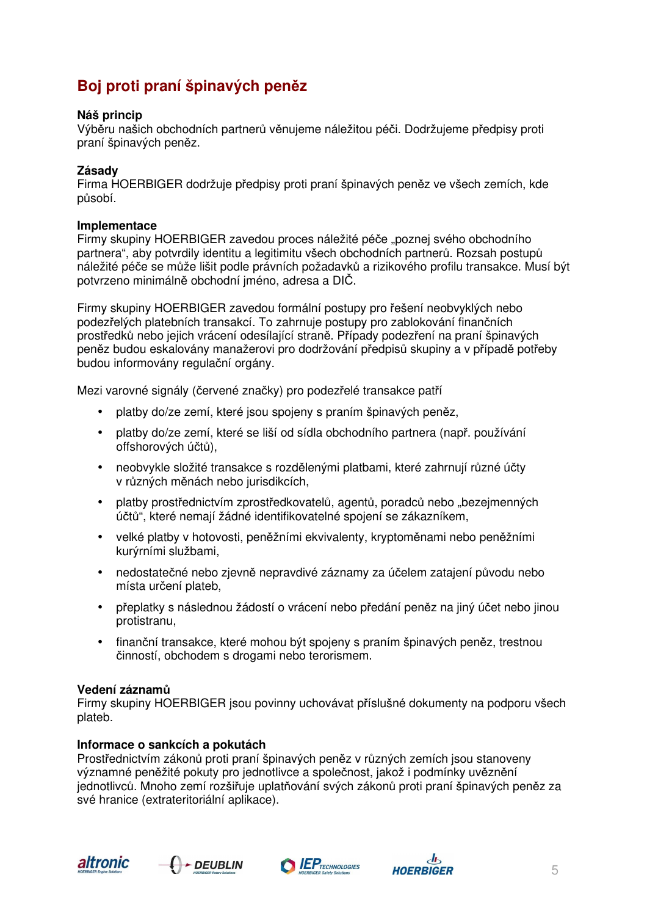## Boj proti praní špinavých peněz

**Náš princip**
Výběru našich obchodních partnerů věnujeme náležitou péči. Dodržujeme předpisy proti praní špinavých peněz.

**Zásady**
Firma HOERBIGER dodržuje předpisy proti praní špinavých peněz ve všech zemích, kde působí.

**Implementace**
Firmy skupiny HOERBIGER zavedou proces náležité péče „poznej svého obchodního partnera", aby potvrdily identitu a legitimitu všech obchodních partnerů. Rozsah postupů náležité péče se může lišit podle právních požadavků a rizikového profilu transakce. Musí být potvrzeno minimálně obchodní jméno, adresa a DIČ.

Firmy skupiny HOERBIGER zavedou formální postupy pro řešení neobvyklých nebo podezřelých platebních transakcí. To zahrnuje postupy pro zablokování finančních prostředků nebo jejich vrácení odesílající straně. Případy podezření na praní špinavých peněz budou eskalovány manažerovi pro dodržování předpisů skupiny a v případě potřeby budou informovány regulační orgány.

Mezi varovné signály (červené značky) pro podezřelé transakce patří

- platby do/ze zemí, které jsou spojeny s praním špinavých peněz,
- platby do/ze zemí, které se liší od sídla obchodního partnera (např. používání offshorových účtů),
- neobvykle složité transakce s rozdělenými platbami, které zahrnují různé účty v různých měnách nebo jurisdikcích,
- platby prostřednictvím zprostředkovatelů, agentů, poradců nebo „bezejmenných účtů", které nemají žádné identifikovatelné spojení se zákazníkem,
- velké platby v hotovosti, peněžními ekvivalenty, kryptoměnami nebo peněžními kurýrními službami,
- nedostatečné nebo zjevně nepravdivé záznamy za účelem zatajení původu nebo místa určení plateb,
- přeplatky s následnou žádostí o vrácení nebo předání peněz na jiný účet nebo jinou protistranu,
- finanční transakce, které mohou být spojeny s praním špinavých peněz, trestnou činností, obchodem s drogami nebo terorismem.

**Vedení záznamů**
Firmy skupiny HOERBIGER jsou povinny uchovávat příslušné dokumenty na podporu všech plateb.

**Informace o sankcích a pokutách**
Prostřednictvím zákonů proti praní špinavých peněz v různých zemích jsou stanoveny významné peněžité pokuty pro jednotlivce a společnost, jakož i podmínky uvěznění jednotlivců. Mnoho zemí rozšiřuje uplatňování svých zákonů proti praní špinavých peněz za své hranice (extrateritoriální aplikace).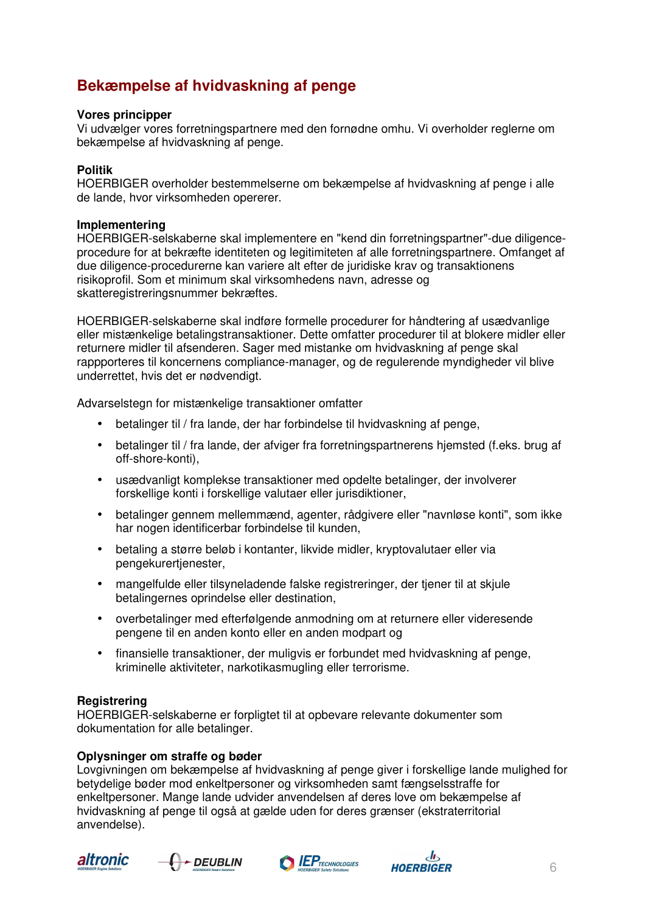## Bekæmpelse af hvidvaskning af penge

**Vores principper**
Vi udvælger vores forretningspartnere med den fornødne omhu. Vi overholder reglerne om bekæmpelse af hvidvaskning af penge.

**Politik**
HOERBIGER overholder bestemmelserne om bekæmpelse af hvidvaskning af penge i alle de lande, hvor virksomheden opererer.

**Implementering**
HOERBIGER-selskaberne skal implementere en "kend din forretningspartner"-due diligence-procedure for at bekræfte identiteten og legitimiteten af alle forretningspartnere. Omfanget af due diligence-procedurerne kan variere alt efter de juridiske krav og transaktionens risikoprofil. Som et minimum skal virksomhedens navn, adresse og skatteregistreringsnummer bekræftes.

HOERBIGER-selskaberne skal indføre formelle procedurer for håndtering af usædvanlige eller mistænkelige betalingstransaktioner. Dette omfatter procedurer til at blokere midler eller returnere midler til afsenderen. Sager med mistanke om hvidvaskning af penge skal rappporteres til koncernens compliance-manager, og de regulerende myndigheder vil blive underrettet, hvis det er nødvendigt.

Advarselstegn for mistænkelige transaktioner omfatter

- betalinger til / fra lande, der har forbindelse til hvidvaskning af penge,
- betalinger til / fra lande, der afviger fra forretningspartnerens hjemsted (f.eks. brug af off-shore-konti),
- usædvanligt komplekse transaktioner med opdelte betalinger, der involverer forskellige konti i forskellige valutaer eller jurisdiktioner,
- betalinger gennem mellemmænd, agenter, rådgivere eller "navnløse konti", som ikke har nogen identificerbar forbindelse til kunden,
- betaling a større beløb i kontanter, likvide midler, kryptovalutaer eller via pengekurertjenester,
- mangelfulde eller tilsyneladende falske registreringer, der tjener til at skjule betalingernes oprindelse eller destination,
- overbetalinger med efterfølgende anmodning om at returnere eller videresende pengene til en anden konto eller en anden modpart og
- finansielle transaktioner, der muligvis er forbundet med hvidvaskning af penge, kriminelle aktiviteter, narkotikasmugling eller terrorisme.

**Registrering**
HOERBIGER-selskaberne er forpligtet til at opbevare relevante dokumenter som dokumentation for alle betalinger.

**Oplysninger om straffe og bøder**
Lovgivningen om bekæmpelse af hvidvaskning af penge giver i forskellige lande mulighed for betydelige bøder mod enkeltpersoner og virksomheden samt fængselsstraffe for enkeltpersoner. Mange lande udvider anvendelsen af deres love om bekæmpelse af hvidvaskning af penge til også at gælde uden for deres grænser (ekstraterritorial anvendelse).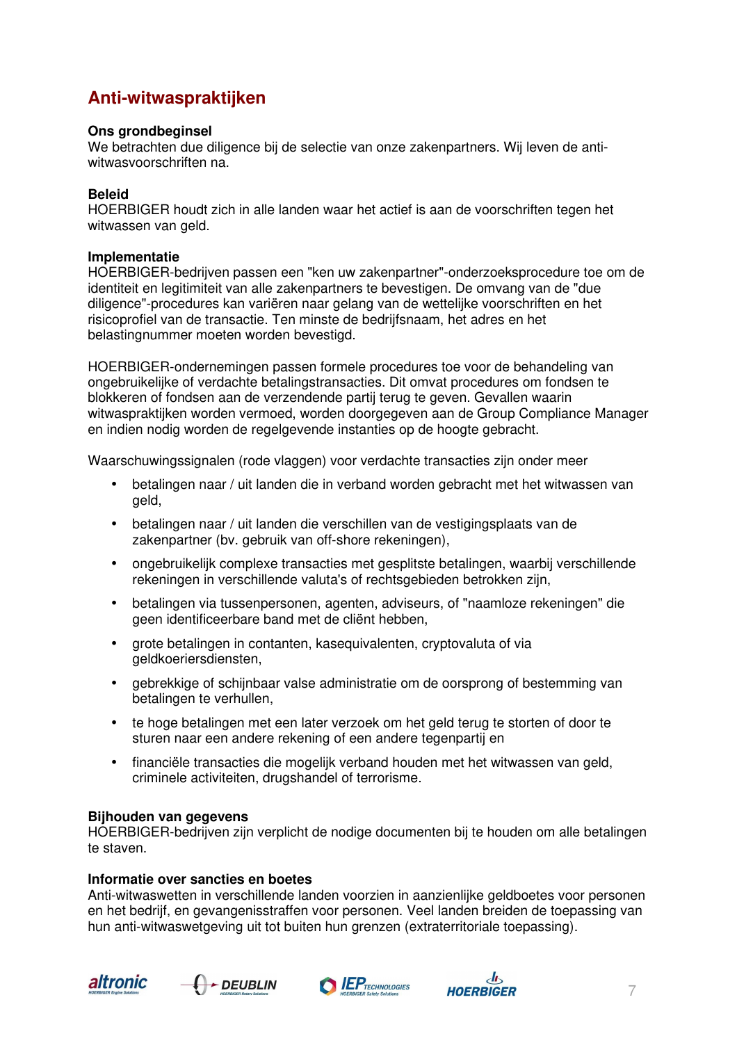# Anti-witwaspraktijken

**Ons grondbeginsel**
We betrachten due diligence bij de selectie van onze zakenpartners. Wij leven de anti-witwasvoorschriften na.

**Beleid**
HOERBIGER houdt zich in alle landen waar het actief is aan de voorschriften tegen het witwassen van geld.

**Implementatie**
HOERBIGER-bedrijven passen een "ken uw zakenpartner"-onderzoeksprocedure toe om de identiteit en legitimiteit van alle zakenpartners te bevestigen. De omvang van de "due diligence"-procedures kan variëren naar gelang van de wettelijke voorschriften en het risicoprofiel van de transactie. Ten minste de bedrijfsnaam, het adres en het belastingnummer moeten worden bevestigd.

HOERBIGER-ondernemingen passen formele procedures toe voor de behandeling van ongebruikelijke of verdachte betalingstransacties. Dit omvat procedures om fondsen te blokkeren of fondsen aan de verzendende partij terug te geven. Gevallen waarin witwaspraktijken worden vermoed, worden doorgegeven aan de Group Compliance Manager en indien nodig worden de regelgevende instanties op de hoogte gebracht.

Waarschuwingssignalen (rode vlaggen) voor verdachte transacties zijn onder meer

- betalingen naar / uit landen die in verband worden gebracht met het witwassen van geld,
- betalingen naar / uit landen die verschillen van de vestigingsplaats van de zakenpartner (bv. gebruik van off-shore rekeningen),
- ongebruikelijk complexe transacties met gesplitste betalingen, waarbij verschillende rekeningen in verschillende valuta's of rechtsgebieden betrokken zijn,
- betalingen via tussenpersonen, agenten, adviseurs, of "naamloze rekeningen" die geen identificeerbare band met de cliënt hebben,
- grote betalingen in contanten, kasequivalenten, cryptovaluta of via geldkoeriersdiensten,
- gebrekkige of schijnbaar valse administratie om de oorsprong of bestemming van betalingen te verhullen,
- te hoge betalingen met een later verzoek om het geld terug te storten of door te sturen naar een andere rekening of een andere tegenpartij en
- financiële transacties die mogelijk verband houden met het witwassen van geld, criminele activiteiten, drugshandel of terrorisme.

**Bijhouden van gegevens**
HOERBIGER-bedrijven zijn verplicht de nodige documenten bij te houden om alle betalingen te staven.

**Informatie over sancties en boetes**
Anti-witwaswetten in verschillende landen voorzien in aanzienlijke geldboetes voor personen en het bedrijf, en gevangenisstraffen voor personen. Veel landen breiden de toepassing van hun anti-witwaswetgeving uit tot buiten hun grenzen (extraterritoriale toepassing).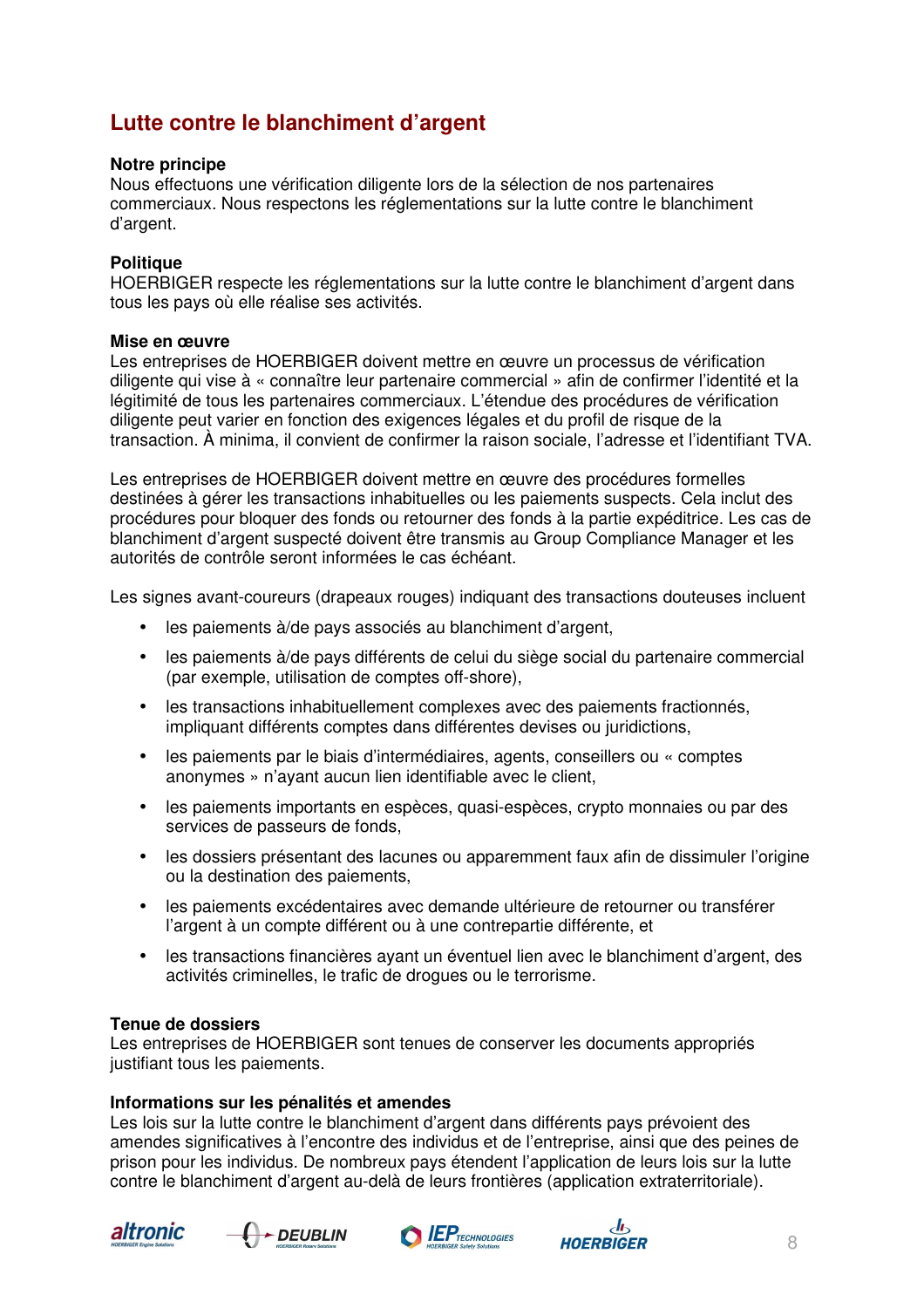## Lutte contre le blanchiment d'argent

**Notre principe**
Nous effectuons une vérification diligente lors de la sélection de nos partenaires commerciaux. Nous respectons les réglementations sur la lutte contre le blanchiment d'argent.

**Politique**
HOERBIGER respecte les réglementations sur la lutte contre le blanchiment d'argent dans tous les pays où elle réalise ses activités.

**Mise en œuvre**
Les entreprises de HOERBIGER doivent mettre en œuvre un processus de vérification diligente qui vise à « connaître leur partenaire commercial » afin de confirmer l'identité et la légitimité de tous les partenaires commerciaux. L'étendue des procédures de vérification diligente peut varier en fonction des exigences légales et du profil de risque de la transaction. À minima, il convient de confirmer la raison sociale, l'adresse et l'identifiant TVA.

Les entreprises de HOERBIGER doivent mettre en œuvre des procédures formelles destinées à gérer les transactions inhabituelles ou les paiements suspects. Cela inclut des procédures pour bloquer des fonds ou retourner des fonds à la partie expéditrice. Les cas de blanchiment d'argent suspecté doivent être transmis au Group Compliance Manager et les autorités de contrôle seront informées le cas échéant.

Les signes avant-coureurs (drapeaux rouges) indiquant des transactions douteuses incluent

- les paiements à/de pays associés au blanchiment d'argent,
- les paiements à/de pays différents de celui du siège social du partenaire commercial (par exemple, utilisation de comptes off-shore),
- les transactions inhabituellement complexes avec des paiements fractionnés, impliquant différents comptes dans différentes devises ou juridictions,
- les paiements par le biais d'intermédiaires, agents, conseillers ou « comptes anonymes » n'ayant aucun lien identifiable avec le client,
- les paiements importants en espèces, quasi-espèces, crypto monnaies ou par des services de passeurs de fonds,
- les dossiers présentant des lacunes ou apparemment faux afin de dissimuler l'origine ou la destination des paiements,
- les paiements excédentaires avec demande ultérieure de retourner ou transférer l'argent à un compte différent ou à une contrepartie différente, et
- les transactions financières ayant un éventuel lien avec le blanchiment d'argent, des activités criminelles, le trafic de drogues ou le terrorisme.

**Tenue de dossiers**
Les entreprises de HOERBIGER sont tenues de conserver les documents appropriés justifiant tous les paiements.

**Informations sur les pénalités et amendes**
Les lois sur la lutte contre le blanchiment d'argent dans différents pays prévoient des amendes significatives à l'encontre des individus et de l'entreprise, ainsi que des peines de prison pour les individus. De nombreux pays étendent l'application de leurs lois sur la lutte contre le blanchiment d'argent au-delà de leurs frontières (application extraterritoriale).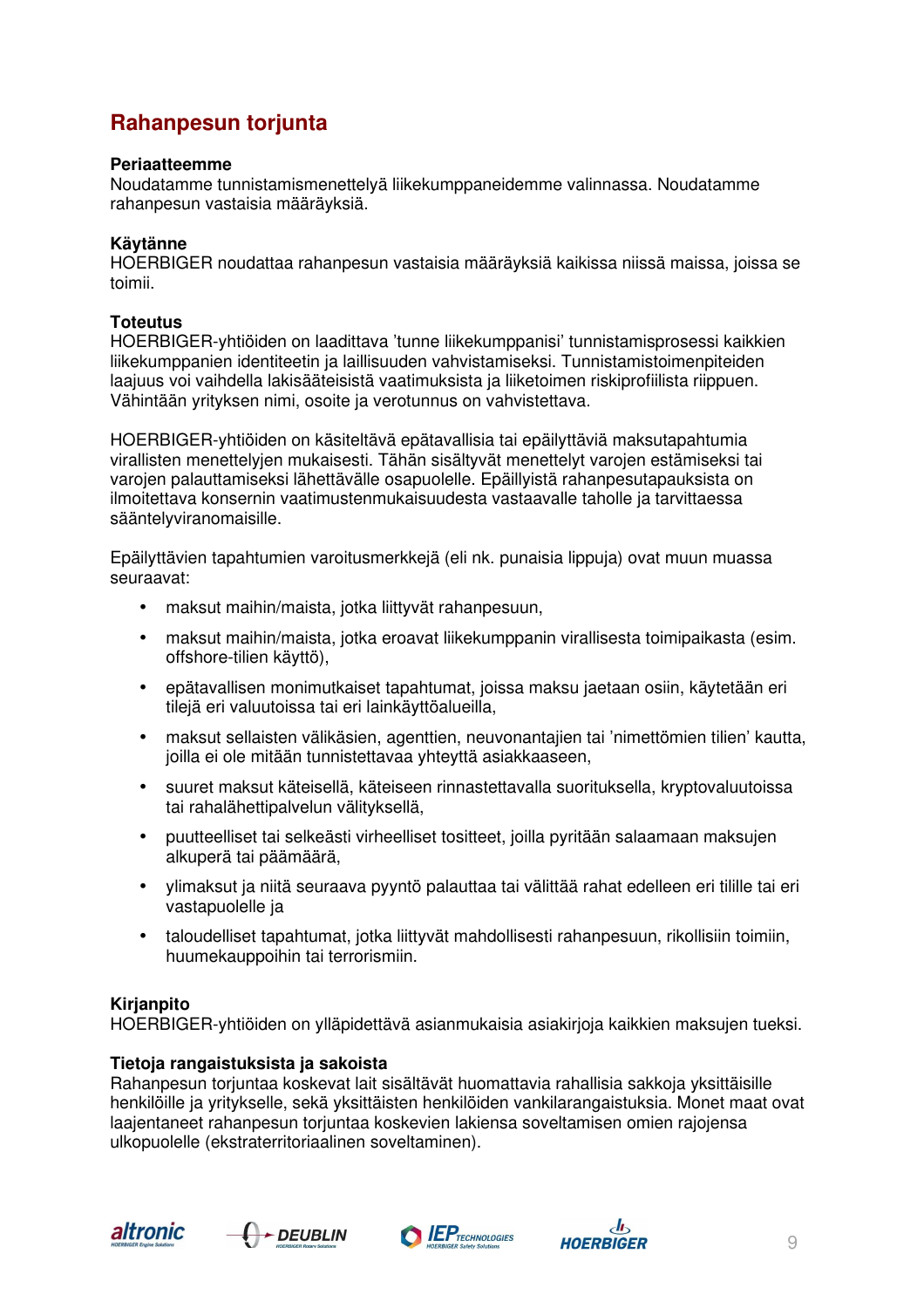## Rahanpesun torjunta

**Periaatteemme**
Noudatamme tunnistamismenettelyä liikekumppaneidemme valinnassa. Noudatamme rahanpesun vastaisia määräyksiä.

**Käytänne**
HOERBIGER noudattaa rahanpesun vastaisia määräyksiä kaikissa niissä maissa, joissa se toimii.

**Toteutus**
HOERBIGER-yhtiöiden on laadittava 'tunne liikekumppanisi' tunnistamisprosessi kaikkien liikekumppanien identiteetin ja laillisuuden vahvistamiseksi. Tunnistamistoimenpiteiden laajuus voi vaihdella lakisääteisistä vaatimuksista ja liiketoimen riskiprofiilista riippuen. Vähintään yrityksen nimi, osoite ja verotunnus on vahvistettava.

HOERBIGER-yhtiöiden on käsiteltävä epätavallisia tai epäilyttäviä maksutapahtumia virallisten menettelyjen mukaisesti. Tähän sisältyvät menettelyt varojen estämiseksi tai varojen palauttamiseksi lähettävälle osapuolelle. Epäillyistä rahanpesutapauksista on ilmoitettava konsernin vaatimustenmukaisuudesta vastaavalle taholle ja tarvittaessa sääntelyviranomaisille.

Epäilyttävien tapahtumien varoitusmerkkejä (eli nk. punaisia lippuja) ovat muun muassa seuraavat:

- maksut maihin/maista, jotka liittyvät rahanpesuun,
- maksut maihin/maista, jotka eroavat liikekumppanin virallisesta toimipaikasta (esim. offshore-tilien käyttö),
- epätavallisen monimutkaiset tapahtumat, joissa maksu jaetaan osiin, käytetään eri tilejä eri valuutoissa tai eri lainkäyttöalueilla,
- maksut sellaisten välikäsien, agenttien, neuvonantajien tai 'nimettömien tilien' kautta, joilla ei ole mitään tunnistettavaa yhteyttä asiakkaaseen,
- suuret maksut käteisellä, käteiseen rinnastettavalla suorituksella, kryptovaluutoissa tai rahalähettipalvelun välityksellä,
- puutteelliset tai selkeästi virheelliset tositteet, joilla pyritään salaamaan maksujen alkuperä tai päämäärä,
- ylimaksut ja niitä seuraava pyyntö palauttaa tai välittää rahat edelleen eri tilille tai eri vastapuolelle ja
- taloudelliset tapahtumat, jotka liittyvät mahdollisesti rahanpesuun, rikollisiin toimiin, huumekauppoihin tai terrorismiin.

**Kirjanpito**
HOERBIGER-yhtiöiden on ylläpidettävä asianmukaisia asiakirjoja kaikkien maksujen tueksi.

**Tietoja rangaistuksista ja sakoista**
Rahanpesun torjuntaa koskevat lait sisältävät huomattavia rahallisia sakkoja yksittäisille henkilöille ja yritykselle, sekä yksittäisten henkilöiden vankilarangaistuksia. Monet maat ovat laajentaneet rahanpesun torjuntaa koskevien lakiensa soveltamisen omien rajojensa ulkopuolelle (ekstraterritoriaalinen soveltaminen).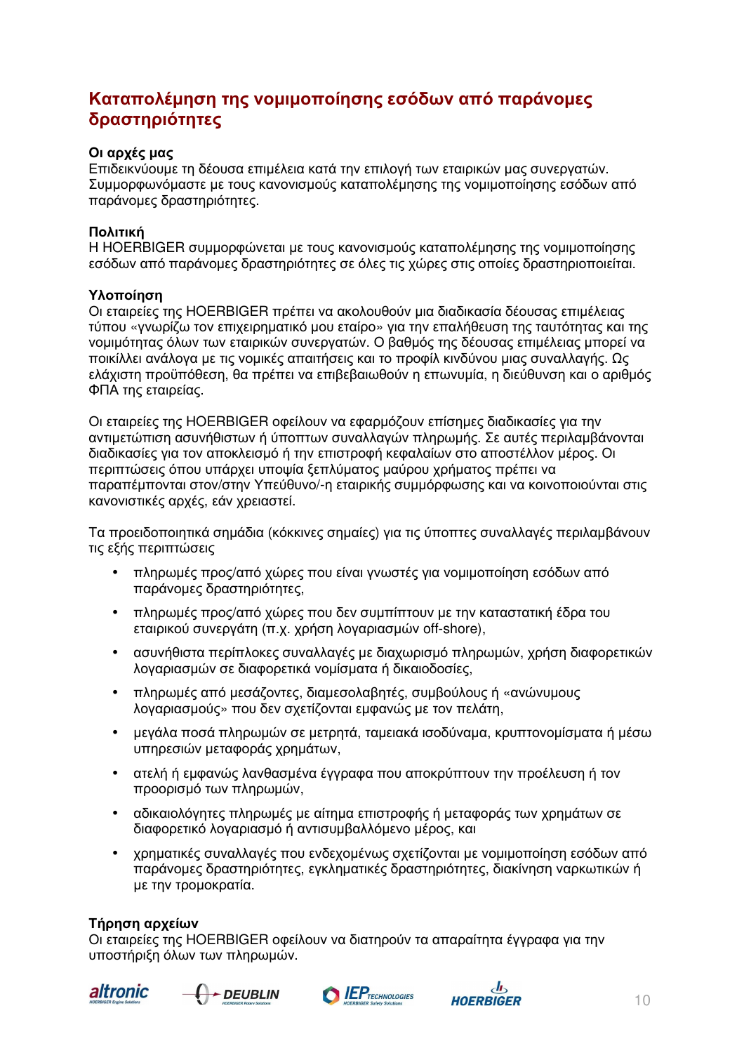## Καταπολέμηση της νομιμοποίησης εσόδων από παράνομες δραστηριότητες

### Οι αρχές μας

Επιδεικνύουμε τη δέουσα επιμέλεια κατά την επιλογή των εταιρικών μας συνεργατών. Συμμορφωνόμαστε με τους κανονισμούς καταπολέμησης της νομιμοποίησης εσόδων από παράνομες δραστηριότητες.

### Πολιτική

Η HOERBIGER συμμορφώνεται με τους κανονισμούς καταπολέμησης της νομιμοποίησης εσόδων από παράνομες δραστηριότητες σε όλες τις χώρες στις οποίες δραστηριοποιείται.

### Υλοποίηση

Οι εταιρείες της HOERBIGER πρέπει να ακολουθούν μια διαδικασία δέουσας επιμέλειας τύπου «γνωρίζω τον επιχειρηματικό μου εταίρο» για την επαλήθευση της ταυτότητας και της νομιμότητας όλων των εταιρικών συνεργατών. Ο βαθμός της δέουσας επιμέλειας μπορεί να ποικίλλει ανάλογα με τις νομικές απαιτήσεις και το προφίλ κινδύνου μιας συναλλαγής. Ως ελάχιστη προϋπόθεση, θα πρέπει να επιβεβαιωθούν η επωνυμία, η διεύθυνση και ο αριθμός ΦΠΑ της εταιρείας.

Οι εταιρείες της HOERBIGER οφείλουν να εφαρμόζουν επίσημες διαδικασίες για την αντιμετώπιση ασυνήθιστων ή ύποπτων συναλλαγών πληρωμής. Σε αυτές περιλαμβάνονται διαδικασίες για τον αποκλεισμό ή την επιστροφή κεφαλαίων στο αποστέλλον μέρος. Οι περιπτώσεις όπου υπάρχει υποψία ξεπλύματος μαύρου χρήματος πρέπει να παραπέμπονται στον/στην Υπεύθυνο/-η εταιρικής συμμόρφωσης και να κοινοποιούνται στις κανονιστικές αρχές, εάν χρειαστεί.

Τα προειδοποιητικά σημάδια (κόκκινες σημαίες) για τις ύποπτες συναλλαγές περιλαμβάνουν τις εξής περιπτώσεις

- πληρωμές προς/από χώρες που είναι γνωστές για νομιμοποίηση εσόδων από παράνομες δραστηριότητες,
- πληρωμές προς/από χώρες που δεν συμπίπτουν με την καταστατική έδρα του εταιρικού συνεργάτη (π.χ. χρήση λογαριασμών off-shore),
- ασυνήθιστα περίπλοκες συναλλαγές με διαχωρισμό πληρωμών, χρήση διαφορετικών λογαριασμών σε διαφορετικά νομίσματα ή δικαιοδοσίες,
- πληρωμές από μεσάζοντες, διαμεσολαβητές, συμβούλους ή «ανώνυμους λογαριασμούς» που δεν σχετίζονται εμφανώς με τον πελάτη,
- μεγάλα ποσά πληρωμών σε μετρητά, ταμειακά ισοδύναμα, κρυπτονομίσματα ή μέσω υπηρεσιών μεταφοράς χρημάτων,
- ατελή ή εμφανώς λανθασμένα έγγραφα που αποκρύπτουν την προέλευση ή τον προορισμό των πληρωμών,
- αδικαιολόγητες πληρωμές με αίτημα επιστροφής ή μεταφοράς των χρημάτων σε διαφορετικό λογαριασμό ή αντισυμβαλλόμενο μέρος, και
- χρηματικές συναλλαγές που ενδεχομένως σχετίζονται με νομιμοποίηση εσόδων από παράνομες δραστηριότητες, εγκληματικές δραστηριότητες, διακίνηση ναρκωτικών ή με την τρομοκρατία.

### Τήρηση αρχείων

Οι εταιρείες της HOERBIGER οφείλουν να διατηρούν τα απαραίτητα έγγραφα για την υποστήριξη όλων των πληρωμών.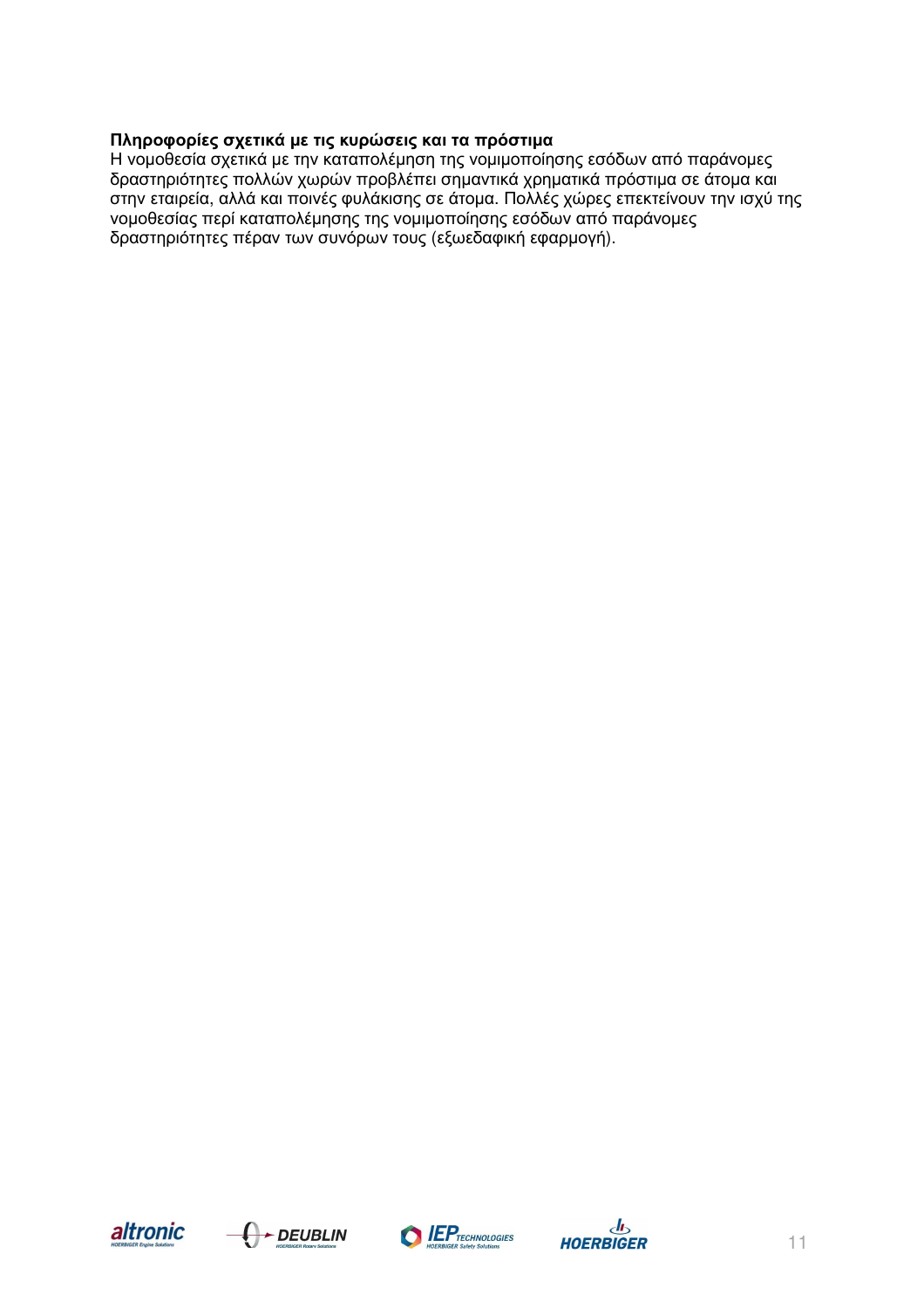**Πληροφορίες σχετικά με τις κυρώσεις και τα πρόστιμα**

Η νομοθεσία σχετικά με την καταπολέμηση της νομιμοποίησης εσόδων από παράνομες δραστηριότητες πολλών χωρών προβλέπει σημαντικά χρηματικά πρόστιμα σε άτομα και στην εταιρεία, αλλά και ποινές φυλάκισης σε άτομα. Πολλές χώρες επεκτείνουν την ισχύ της νομοθεσίας περί καταπολέμησης της νομιμοποίησης εσόδων από παράνομες δραστηριότητες πέραν των συνόρων τους (εξωεδαφική εφαρμογή).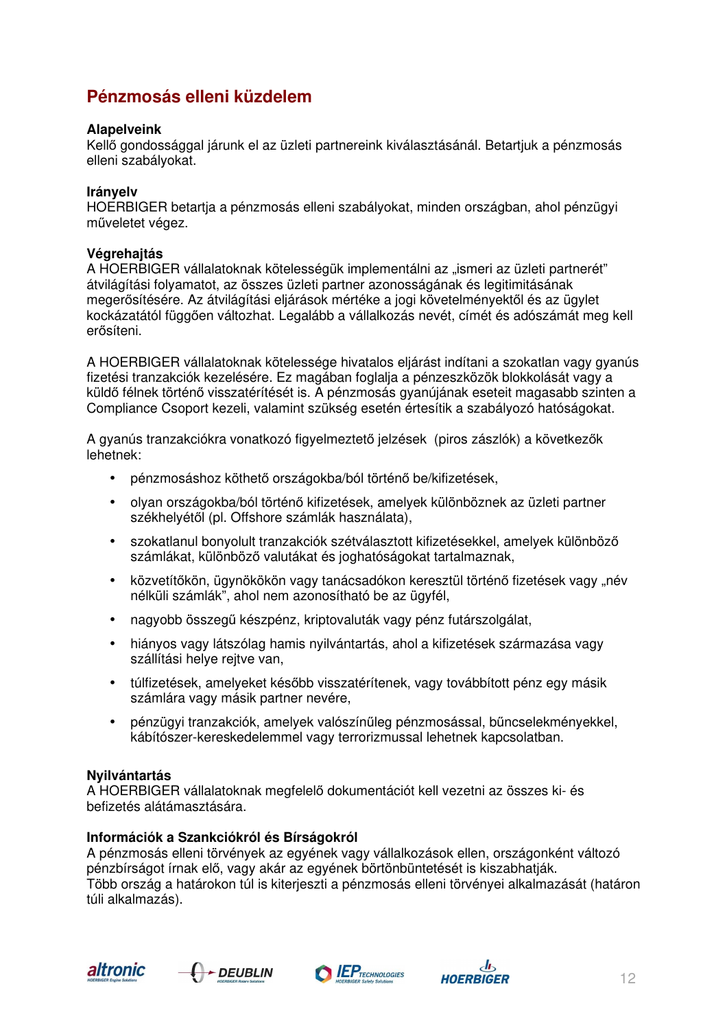## Pénzmosás elleni küzdelem

**Alapelveink**
Kellő gondossággal járunk el az üzleti partnereink kiválasztásánál. Betartjuk a pénzmosás elleni szabályokat.

**Irányelv**
HOERBIGER betartja a pénzmosás elleni szabályokat, minden országban, ahol pénzügyi műveletet végez.

**Végrehajtás**
A HOERBIGER vállalatoknak kötelességük implementálni az „ismeri az üzleti partnerét" átvilágítási folyamatot, az összes üzleti partner azonosságának és legitimitásának megerősítésére. Az átvilágítási eljárások mértéke a jogi követelményektől és az ügylet kockázatától függően változhat. Legalább a vállalkozás nevét, címét és adószámát meg kell erősíteni.

A HOERBIGER vállalatoknak kötelessége hivatalos eljárást indítani a szokatlan vagy gyanús fizetési tranzakciók kezelésére. Ez magában foglalja a pénzeszközök blokkolását vagy a küldő félnek történő visszatérítését is. A pénzmosás gyanújának eseteit magasabb szinten a Compliance Csoport kezeli, valamint szükség esetén értesítik a szabályozó hatóságokat.

A gyanús tranzakciókra vonatkozó figyelmeztető jelzések (piros zászlók) a következők lehetnek:

- pénzmosáshoz köthető országokba/ból történő be/kifizetések,
- olyan országokba/ból történő kifizetések, amelyek különböznek az üzleti partner székhelyétől (pl. Offshore számlák használata),
- szokatlanul bonyolult tranzakciók szétválasztott kifizetésekkel, amelyek különböző számlákat, különböző valutákat és joghatóságokat tartalmaznak,
- közvetítőkön, ügynökökön vagy tanácsadókon keresztül történő fizetések vagy „név nélküli számlák", ahol nem azonosítható be az ügyfél,
- nagyobb összegű készpénz, kriptovaluták vagy pénz futárszolgálat,
- hiányos vagy látszólag hamis nyilvántartás, ahol a kifizetések származása vagy szállítási helye rejtve van,
- túlfizetések, amelyeket később visszatérítenek, vagy továbbított pénz egy másik számlára vagy másik partner nevére,
- pénzügyi tranzakciók, amelyek valószínűleg pénzmosással, bűncselekményekkel, kábítószer-kereskedelemmel vagy terrorizmussal lehetnek kapcsolatban.

**Nyilvántartás**
A HOERBIGER vállalatoknak megfelelő dokumentációt kell vezetni az összes ki- és befizetés alátámasztására.

**Információk a Szankciókról és Bírságokról**
A pénzmosás elleni törvények az egyének vagy vállalkozások ellen, országonként változó pénzbírságot írnak elő, vagy akár az egyének börtönbüntetését is kiszabhatják.
Több ország a határokon túl is kiterjeszti a pénzmosás elleni törvényei alkalmazását (határon túli alkalmazás).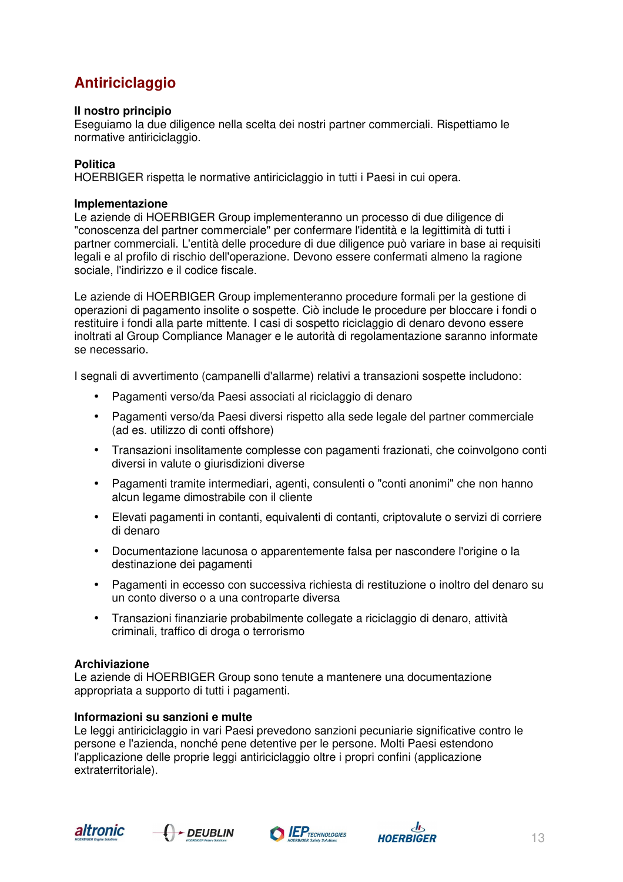## Antiriciclaggio

**Il nostro principio**
Eseguiamo la due diligence nella scelta dei nostri partner commerciali. Rispettiamo le normative antiriciclaggio.

**Politica**
HOERBIGER rispetta le normative antiriciclaggio in tutti i Paesi in cui opera.

**Implementazione**
Le aziende di HOERBIGER Group implementeranno un processo di due diligence di "conoscenza del partner commerciale" per confermare l'identità e la legittimità di tutti i partner commerciali. L'entità delle procedure di due diligence può variare in base ai requisiti legali e al profilo di rischio dell'operazione. Devono essere confermati almeno la ragione sociale, l'indirizzo e il codice fiscale.

Le aziende di HOERBIGER Group implementeranno procedure formali per la gestione di operazioni di pagamento insolite o sospette. Ciò include le procedure per bloccare i fondi o restituire i fondi alla parte mittente. I casi di sospetto riciclaggio di denaro devono essere inoltrati al Group Compliance Manager e le autorità di regolamentazione saranno informate se necessario.

I segnali di avvertimento (campanelli d'allarme) relativi a transazioni sospette includono:

- Pagamenti verso/da Paesi associati al riciclaggio di denaro
- Pagamenti verso/da Paesi diversi rispetto alla sede legale del partner commerciale (ad es. utilizzo di conti offshore)
- Transazioni insolitamente complesse con pagamenti frazionati, che coinvolgono conti diversi in valute o giurisdizioni diverse
- Pagamenti tramite intermediari, agenti, consulenti o "conti anonimi" che non hanno alcun legame dimostrabile con il cliente
- Elevati pagamenti in contanti, equivalenti di contanti, criptovalute o servizi di corriere di denaro
- Documentazione lacunosa o apparentemente falsa per nascondere l'origine o la destinazione dei pagamenti
- Pagamenti in eccesso con successiva richiesta di restituzione o inoltro del denaro su un conto diverso o a una controparte diversa
- Transazioni finanziarie probabilmente collegate a riciclaggio di denaro, attività criminali, traffico di droga o terrorismo

**Archiviazione**
Le aziende di HOERBIGER Group sono tenute a mantenere una documentazione appropriata a supporto di tutti i pagamenti.

**Informazioni su sanzioni e multe**
Le leggi antiriciclaggio in vari Paesi prevedono sanzioni pecuniarie significative contro le persone e l'azienda, nonché pene detentive per le persone. Molti Paesi estendono l'applicazione delle proprie leggi antiriciclaggio oltre i propri confini (applicazione extraterritoriale).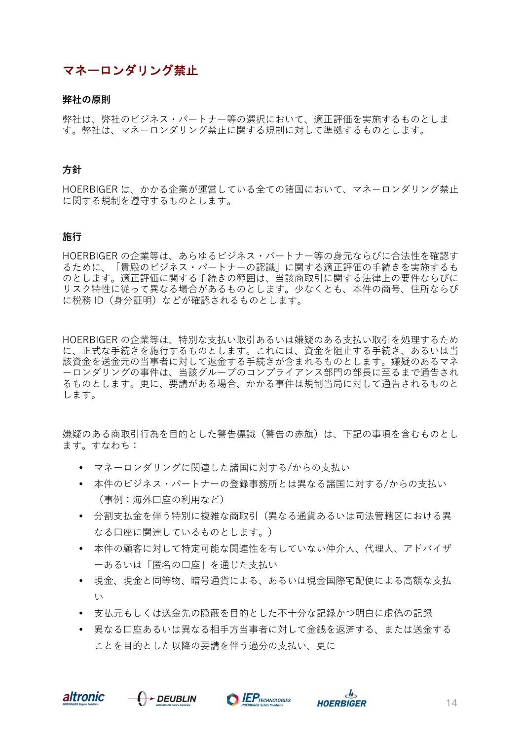## マネーロンダリング禁止

### 弊社の原則

弊社は、弊社のビジネス・パートナー等の選択において、適正評価を実施するものとします。弊社は、マネーロンダリング禁止に関する規制に対して準拠するものとします。

### 方針

HOERBIGER は、かかる企業が運営している全ての諸国において、マネーロンダリング禁止に関する規制を遵守するものとします。

### 施行

HOERBIGER の企業等は、あらゆるビジネス・パートナー等の身元ならびに合法性を確認するために、「貴殿のビジネス・パートナーの認識」に関する適正評価の手続きを実施するものとします。適正評価に関する手続きの範囲は、当該商取引に関する法律上の要件ならびにリスク特性に従って異なる場合があるものとします。少なくとも、本件の商号、住所ならびに税務 ID（身分証明）などが確認されるものとします。

HOERBIGER の企業等は、特別な支払い取引あるいは嫌疑のある支払い取引を処理するために、正式な手続きを施行するものとします。これには、資金を阻止する手続き、あるいは当該資金を送金元の当事者に対して返金する手続きが含まれるものとします。嫌疑のあるマネーロンダリングの事件は、当該グループのコンプライアンス部門の部長に至るまで通告されるものとします。更に、要請がある場合、かかる事件は規制当局に対して通告されるものとします。

嫌疑のある商取引行為を目的とした警告標識（警告の赤旗）は、下記の事項を含むものとします。すなわち：

- マネーロンダリングに関連した諸国に対する/からの支払い
- 本件のビジネス・パートナーの登録事務所とは異なる諸国に対する/からの支払い（事例：海外口座の利用など）
- 分割支払金を伴う特別に複雑な商取引（異なる通貨あるいは司法管轄区における異なる口座に関連しているものとします。）
- 本件の顧客に対して特定可能な関連性を有していない仲介人、代理人、アドバイザーあるいは「匿名の口座」を通じた支払い
- 現金、現金と同等物、暗号通貨による、あるいは現金国際宅配便による高額な支払い
- 支払元もしくは送金先の隠蔽を目的とした不十分な記録かつ明白に虚偽の記録
- 異なる口座あるいは異なる相手方当事者に対して金銭を返済する、または送金することを目的とした以降の要請を伴う過分の支払い、更に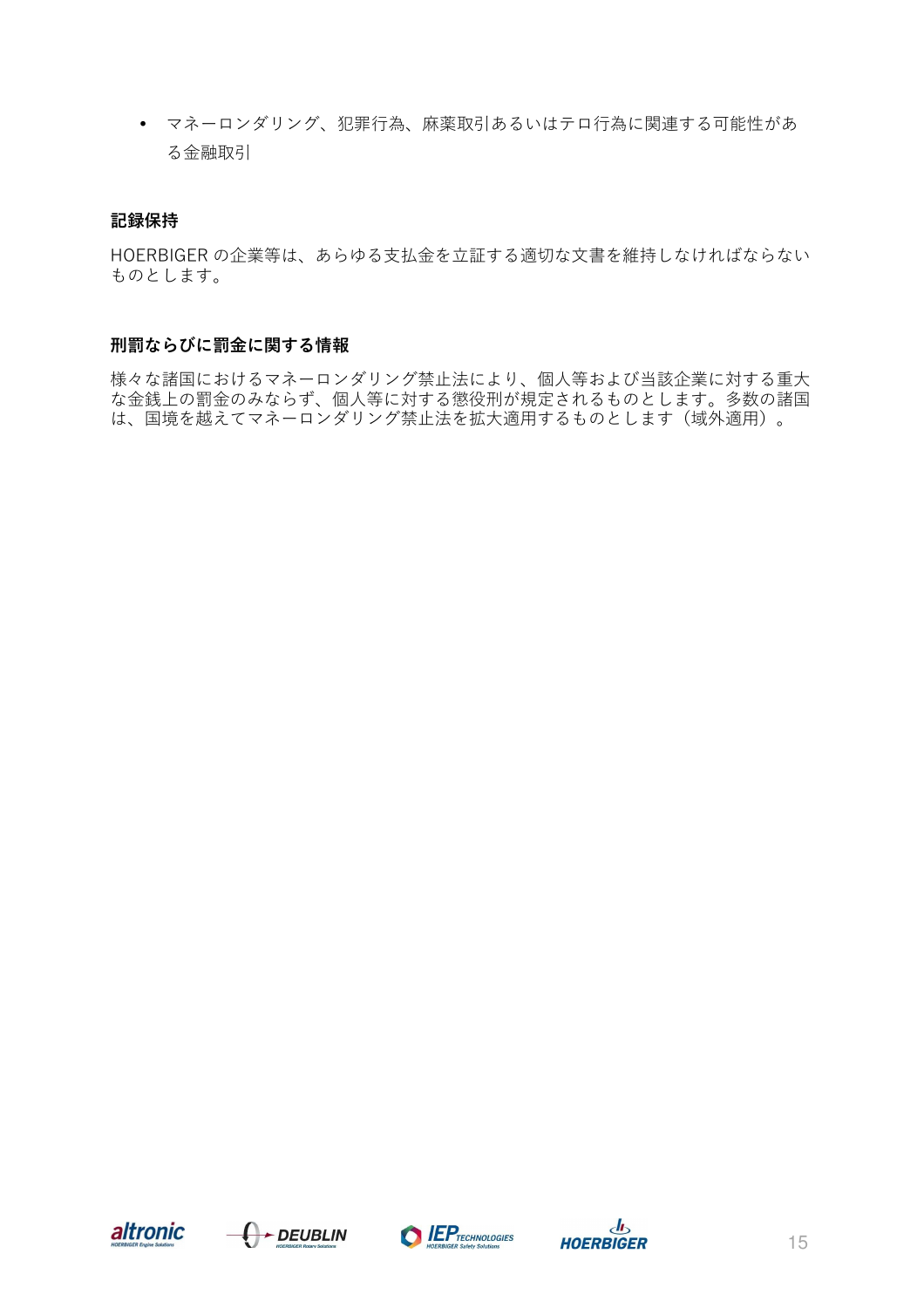- マネーロンダリング、犯罪行為、麻薬取引あるいはテロ行為に関連する可能性がある金融取引

**記録保持**

HOERBIGER の企業等は、あらゆる支払金を立証する適切な文書を維持しなければならないものとします。

**刑罰ならびに罰金に関する情報**

様々な諸国におけるマネーロンダリング禁止法により、個人等および当該企業に対する重大な金銭上の罰金のみならず、個人等に対する懲役刑が規定されるものとします。多数の諸国は、国境を越えてマネーロンダリング禁止法を拡大適用するものとします（域外適用）。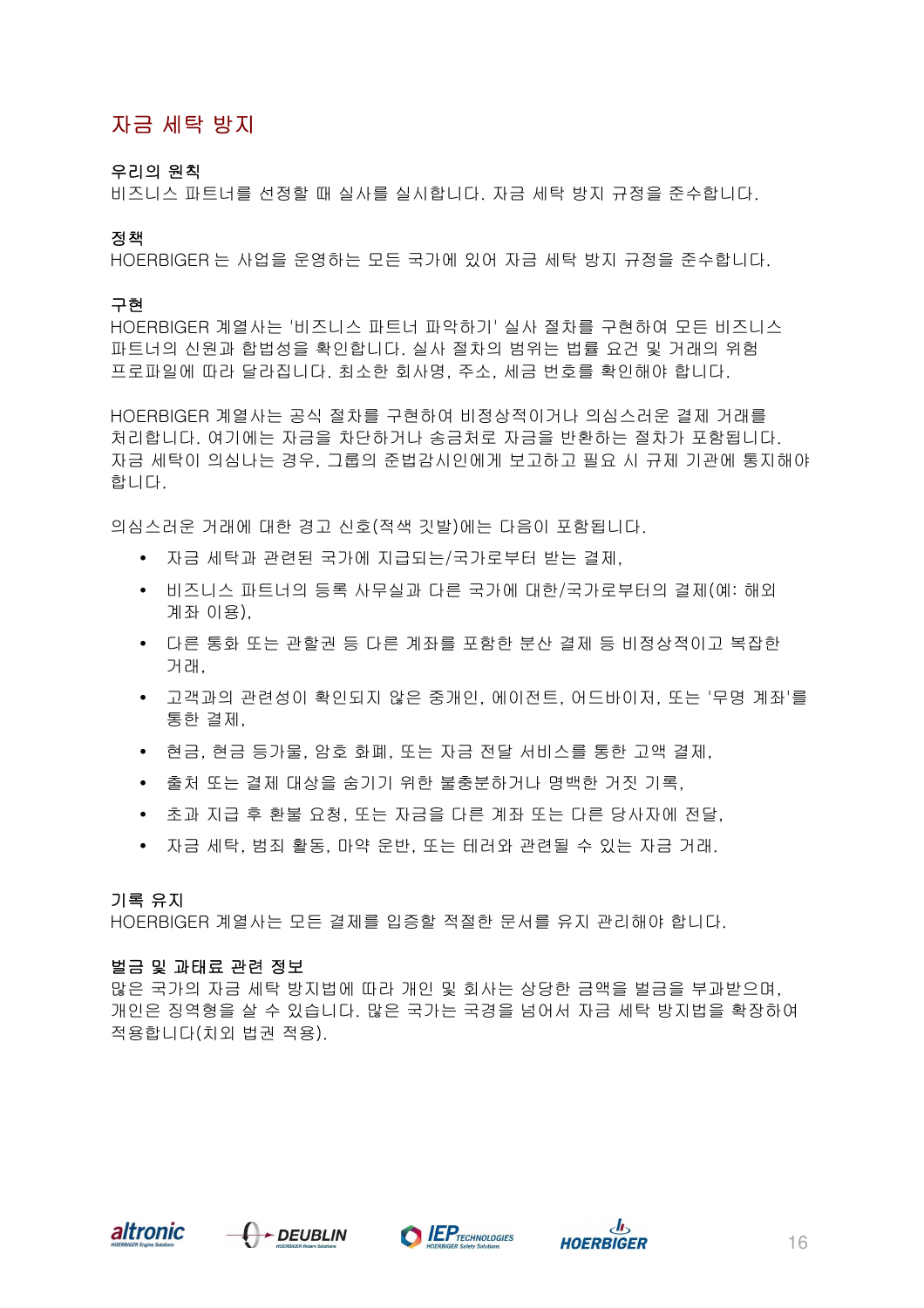## 자금 세탁 방지

**우리의 원칙**
비즈니스 파트너를 선정할 때 실사를 실시합니다. 자금 세탁 방지 규정을 준수합니다.

**정책**
HOERBIGER 는 사업을 운영하는 모든 국가에 있어 자금 세탁 방지 규정을 준수합니다.

**구현**
HOERBIGER 계열사는 '비즈니스 파트너 파악하기' 실사 절차를 구현하여 모든 비즈니스 파트너의 신원과 합법성을 확인합니다. 실사 절차의 범위는 법률 요건 및 거래의 위험 프로파일에 따라 달라집니다. 최소한 회사명, 주소, 세금 번호를 확인해야 합니다.

HOERBIGER 계열사는 공식 절차를 구현하여 비정상적이거나 의심스러운 결제 거래를 처리합니다. 여기에는 자금을 차단하거나 송금처로 자금을 반환하는 절차가 포함됩니다. 자금 세탁이 의심나는 경우, 그룹의 준법감시인에게 보고하고 필요 시 규제 기관에 통지해야 합니다.

의심스러운 거래에 대한 경고 신호(적색 깃발)에는 다음이 포함됩니다.

- 자금 세탁과 관련된 국가에 지급되는/국가로부터 받는 결제,
- 비즈니스 파트너의 등록 사무실과 다른 국가에 대한/국가로부터의 결제(예: 해외 계좌 이용),
- 다른 통화 또는 관할권 등 다른 계좌를 포함한 분산 결제 등 비정상적이고 복잡한 거래,
- 고객과의 관련성이 확인되지 않은 중개인, 에이전트, 어드바이저, 또는 '무명 계좌'를 통한 결제,
- 현금, 현금 등가물, 암호 화폐, 또는 자금 전달 서비스를 통한 고액 결제,
- 출처 또는 결제 대상을 숨기기 위한 불충분하거나 명백한 거짓 기록,
- 초과 지급 후 환불 요청, 또는 자금을 다른 계좌 또는 다른 당사자에 전달,
- 자금 세탁, 범죄 활동, 마약 운반, 또는 테러와 관련될 수 있는 자금 거래.

**기록 유지**
HOERBIGER 계열사는 모든 결제를 입증할 적절한 문서를 유지 관리해야 합니다.

**벌금 및 과태료 관련 정보**
많은 국가의 자금 세탁 방지법에 따라 개인 및 회사는 상당한 금액을 벌금을 부과받으며, 개인은 징역형을 살 수 있습니다. 많은 국가는 국경을 넘어서 자금 세탁 방지법을 확장하여 적용합니다(치외 법권 적용).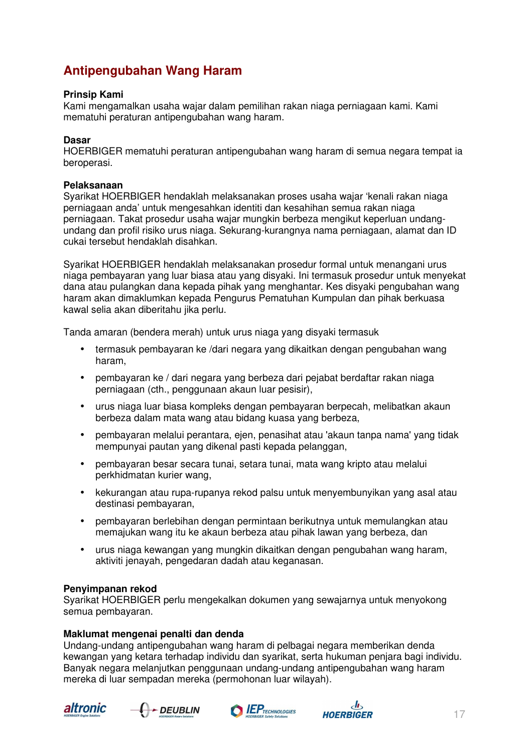## Antipengubahan Wang Haram

**Prinsip Kami**
Kami mengamalkan usaha wajar dalam pemilihan rakan niaga perniagaan kami. Kami mematuhi peraturan antipengubahan wang haram.

**Dasar**
HOERBIGER mematuhi peraturan antipengubahan wang haram di semua negara tempat ia beroperasi.

**Pelaksanaan**
Syarikat HOERBIGER hendaklah melaksanakan proses usaha wajar 'kenali rakan niaga perniagaan anda' untuk mengesahkan identiti dan kesahihan semua rakan niaga perniagaan. Takat prosedur usaha wajar mungkin berbeza mengikut keperluan undang-undang dan profil risiko urus niaga. Sekurang-kurangnya nama perniagaan, alamat dan ID cukai tersebut hendaklah disahkan.

Syarikat HOERBIGER hendaklah melaksanakan prosedur formal untuk menangani urus niaga pembayaran yang luar biasa atau yang disyaki. Ini termasuk prosedur untuk menyekat dana atau pulangkan dana kepada pihak yang menghantar. Kes disyaki pengubahan wang haram akan dimaklumkan kepada Pengurus Pematuhan Kumpulan dan pihak berkuasa kawal selia akan diberitahu jika perlu.

Tanda amaran (bendera merah) untuk urus niaga yang disyaki termasuk

- termasuk pembayaran ke /dari negara yang dikaitkan dengan pengubahan wang haram,
- pembayaran ke / dari negara yang berbeza dari pejabat berdaftar rakan niaga perniagaan (cth., penggunaan akaun luar pesisir),
- urus niaga luar biasa kompleks dengan pembayaran berpecah, melibatkan akaun berbeza dalam mata wang atau bidang kuasa yang berbeza,
- pembayaran melalui perantara, ejen, penasihat atau 'akaun tanpa nama' yang tidak mempunyai pautan yang dikenal pasti kepada pelanggan,
- pembayaran besar secara tunai, setara tunai, mata wang kripto atau melalui perkhidmatan kurier wang,
- kekurangan atau rupa-rupanya rekod palsu untuk menyembunyikan yang asal atau destinasi pembayaran,
- pembayaran berlebihan dengan permintaan berikutnya untuk memulangkan atau memajukan wang itu ke akaun berbeza atau pihak lawan yang berbeza, dan
- urus niaga kewangan yang mungkin dikaitkan dengan pengubahan wang haram, aktiviti jenayah, pengedaran dadah atau keganasan.

**Penyimpanan rekod**
Syarikat HOERBIGER perlu mengekalkan dokumen yang sewajarnya untuk menyokong semua pembayaran.

**Maklumat mengenai penalti dan denda**
Undang-undang antipengubahan wang haram di pelbagai negara memberikan denda kewangan yang ketara terhadap individu dan syarikat, serta hukuman penjara bagi individu. Banyak negara melanjutkan penggunaan undang-undang antipengubahan wang haram mereka di luar sempadan mereka (permohonan luar wilayah).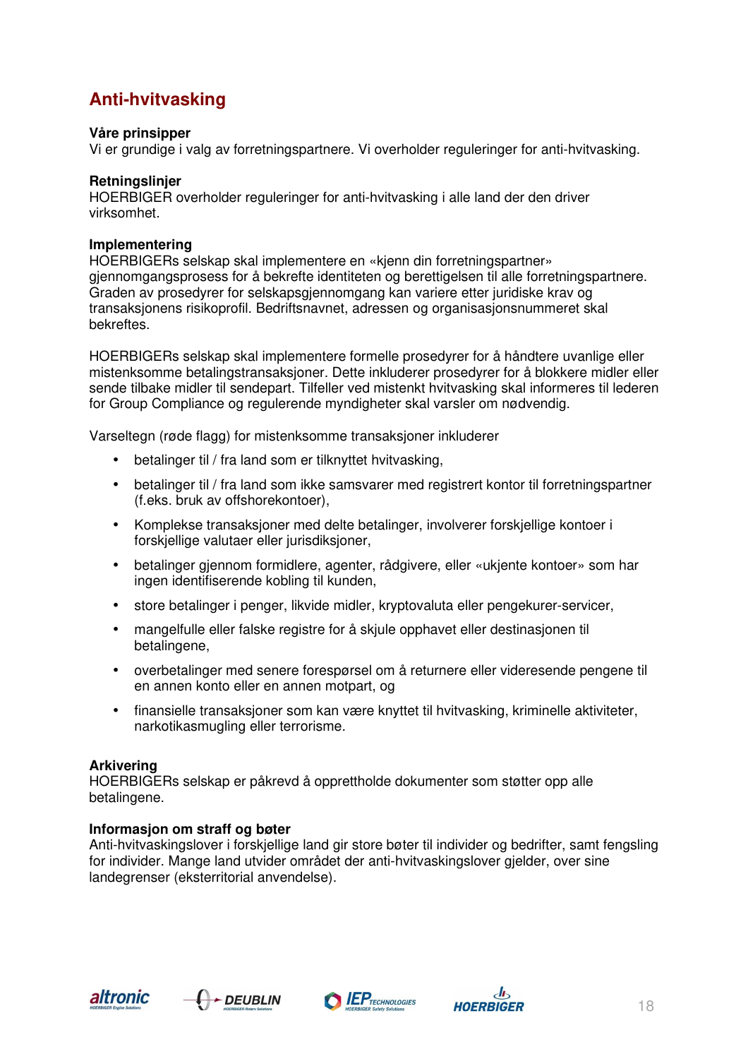## Anti-hvitvasking

**Våre prinsipper**
Vi er grundige i valg av forretningspartnere. Vi overholder reguleringer for anti-hvitvasking.

**Retningslinjer**
HOERBIGER overholder reguleringer for anti-hvitvasking i alle land der den driver virksomhet.

**Implementering**
HOERBIGERs selskap skal implementere en «kjenn din forretningspartner» gjennomgangsprosess for å bekrefte identiteten og berettigelsen til alle forretningspartnere. Graden av prosedyrer for selskapsgjennomgang kan variere etter juridiske krav og transaksjonens risikoprofil. Bedriftsnavnet, adressen og organisasjonsnummeret skal bekreftes.

HOERBIGERs selskap skal implementere formelle prosedyrer for å håndtere uvanlige eller mistenksomme betalingstransaksjoner. Dette inkluderer prosedyrer for å blokkere midler eller sende tilbake midler til sendepart. Tilfeller ved mistenkt hvitvasking skal informeres til lederen for Group Compliance og regulerende myndigheter skal varsler om nødvendig.

Varseltegn (røde flagg) for mistenksomme transaksjoner inkluderer

- betalinger til / fra land som er tilknyttet hvitvasking,
- betalinger til / fra land som ikke samsvarer med registrert kontor til forretningspartner (f.eks. bruk av offshorekontoer),
- Komplekse transaksjoner med delte betalinger, involverer forskjellige kontoer i forskjellige valutaer eller jurisdiksjoner,
- betalinger gjennom formidlere, agenter, rådgivere, eller «ukjente kontoer» som har ingen identifiserende kobling til kunden,
- store betalinger i penger, likvide midler, kryptovaluta eller pengekurer-servicer,
- mangelfulle eller falske registre for å skjule opphavet eller destinasjonen til betalingene,
- overbetalinger med senere forespørsel om å returnere eller videresende pengene til en annen konto eller en annen motpart, og
- finansielle transaksjoner som kan være knyttet til hvitvasking, kriminelle aktiviteter, narkotikasmugling eller terrorisme.

**Arkivering**
HOERBIGERs selskap er påkrevd å opprettholde dokumenter som støtter opp alle betalingene.

**Informasjon om straff og bøter**
Anti-hvitvaskingslover i forskjellige land gir store bøter til individer og bedrifter, samt fengsling for individer. Mange land utvider området der anti-hvitvaskingslover gjelder, over sine landegrenser (eksterritorial anvendelse).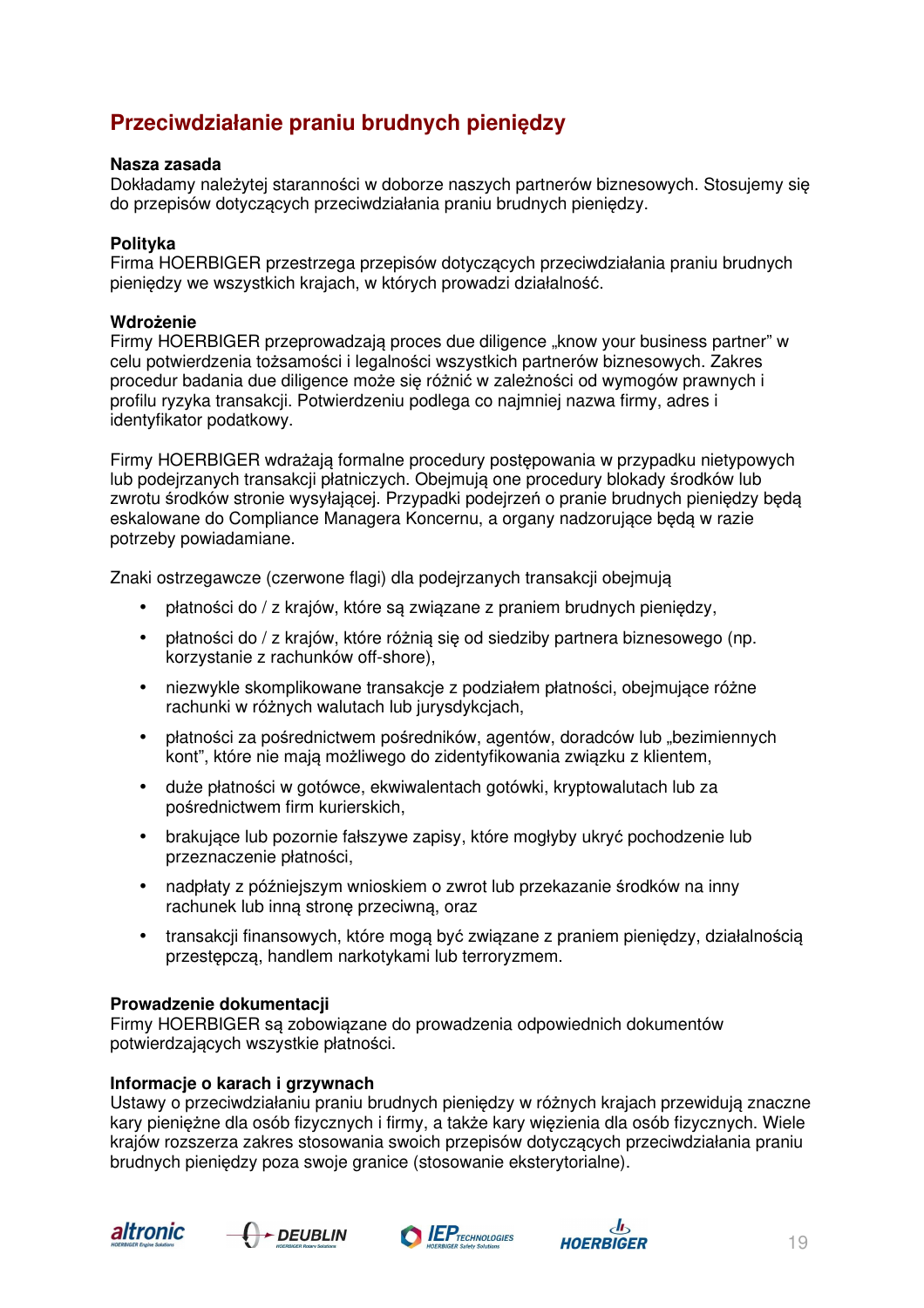## Przeciwdziałanie praniu brudnych pieniędzy

**Nasza zasada**
Dokładamy należytej staranności w doborze naszych partnerów biznesowych. Stosujemy się do przepisów dotyczących przeciwdziałania praniu brudnych pieniędzy.

**Polityka**
Firma HOERBIGER przestrzega przepisów dotyczących przeciwdziałania praniu brudnych pieniędzy we wszystkich krajach, w których prowadzi działalność.

**Wdrożenie**
Firmy HOERBIGER przeprowadzają proces due diligence „know your business partner" w celu potwierdzenia tożsamości i legalności wszystkich partnerów biznesowych. Zakres procedur badania due diligence może się różnić w zależności od wymogów prawnych i profilu ryzyka transakcji. Potwierdzeniu podlega co najmniej nazwa firmy, adres i identyfikator podatkowy.

Firmy HOERBIGER wdrażają formalne procedury postępowania w przypadku nietypowych lub podejrzanych transakcji płatniczych. Obejmują one procedury blokady środków lub zwrotu środków stronie wysyłającej. Przypadki podejrzeń o pranie brudnych pieniędzy będą eskalowane do Compliance Managera Koncernu, a organy nadzorujące będą w razie potrzeby powiadamiane.

Znaki ostrzegawcze (czerwone flagi) dla podejrzanych transakcji obejmują

- płatności do / z krajów, które są związane z praniem brudnych pieniędzy,
- płatności do / z krajów, które różnią się od siedziby partnera biznesowego (np. korzystanie z rachunków off-shore),
- niezwykle skomplikowane transakcje z podziałem płatności, obejmujące różne rachunki w różnych walutach lub jurysdykcjach,
- płatności za pośrednictwem pośredników, agentów, doradców lub „bezimiennych kont", które nie mają możliwego do zidentyfikowania związku z klientem,
- duże płatności w gotówce, ekwiwalentach gotówki, kryptowalutach lub za pośrednictwem firm kurierskich,
- brakujące lub pozornie fałszywe zapisy, które mogłyby ukryć pochodzenie lub przeznaczenie płatności,
- nadpłaty z późniejszym wnioskiem o zwrot lub przekazanie środków na inny rachunek lub inną stronę przeciwną, oraz
- transakcji finansowych, które mogą być związane z praniem pieniędzy, działalnością przestępczą, handlem narkotykami lub terroryzmem.

**Prowadzenie dokumentacji**
Firmy HOERBIGER są zobowiązane do prowadzenia odpowiednich dokumentów potwierdzających wszystkie płatności.

**Informacje o karach i grzywnach**
Ustawy o przeciwdziałaniu praniu brudnych pieniędzy w różnych krajach przewidują znaczne kary pieniężne dla osób fizycznych i firmy, a także kary więzienia dla osób fizycznych. Wiele krajów rozszerza zakres stosowania swoich przepisów dotyczących przeciwdziałania praniu brudnych pieniędzy poza swoje granice (stosowanie eksterytorialne).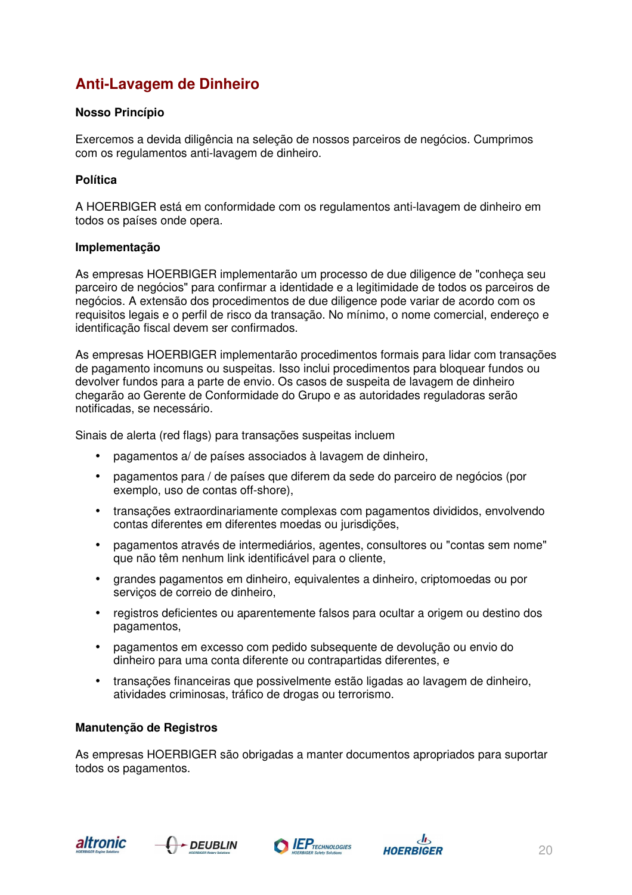## Anti-Lavagem de Dinheiro

### Nosso Princípio

Exercemos a devida diligência na seleção de nossos parceiros de negócios. Cumprimos com os regulamentos anti-lavagem de dinheiro.

### Política

A HOERBIGER está em conformidade com os regulamentos anti-lavagem de dinheiro em todos os países onde opera.

### Implementação

As empresas HOERBIGER implementarão um processo de due diligence de "conheça seu parceiro de negócios" para confirmar a identidade e a legitimidade de todos os parceiros de negócios. A extensão dos procedimentos de due diligence pode variar de acordo com os requisitos legais e o perfil de risco da transação. No mínimo, o nome comercial, endereço e identificação fiscal devem ser confirmados.

As empresas HOERBIGER implementarão procedimentos formais para lidar com transações de pagamento incomuns ou suspeitas. Isso inclui procedimentos para bloquear fundos ou devolver fundos para a parte de envio. Os casos de suspeita de lavagem de dinheiro chegarão ao Gerente de Conformidade do Grupo e as autoridades reguladoras serão notificadas, se necessário.

Sinais de alerta (red flags) para transações suspeitas incluem

- pagamentos a/ de países associados à lavagem de dinheiro,
- pagamentos para / de países que diferem da sede do parceiro de negócios (por exemplo, uso de contas off-shore),
- transações extraordinariamente complexas com pagamentos divididos, envolvendo contas diferentes em diferentes moedas ou jurisdições,
- pagamentos através de intermediários, agentes, consultores ou "contas sem nome" que não têm nenhum link identificável para o cliente,
- grandes pagamentos em dinheiro, equivalentes a dinheiro, criptomoedas ou por serviços de correio de dinheiro,
- registros deficientes ou aparentemente falsos para ocultar a origem ou destino dos pagamentos,
- pagamentos em excesso com pedido subsequente de devolução ou envio do dinheiro para uma conta diferente ou contrapartidas diferentes, e
- transações financeiras que possivelmente estão ligadas ao lavagem de dinheiro, atividades criminosas, tráfico de drogas ou terrorismo.

### Manutenção de Registros

As empresas HOERBIGER são obrigadas a manter documentos apropriados para suportar todos os pagamentos.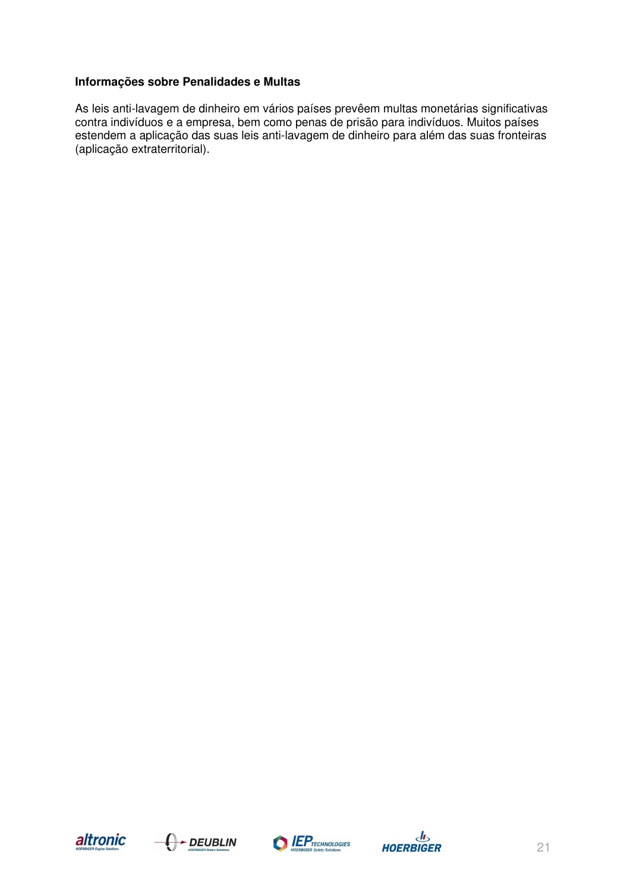**Informações sobre Penalidades e Multas**

As leis anti-lavagem de dinheiro em vários países prevêem multas monetárias significativas contra indivíduos e a empresa, bem como penas de prisão para indivíduos. Muitos países estendem a aplicação das suas leis anti-lavagem de dinheiro para além das suas fronteiras (aplicação extraterritorial).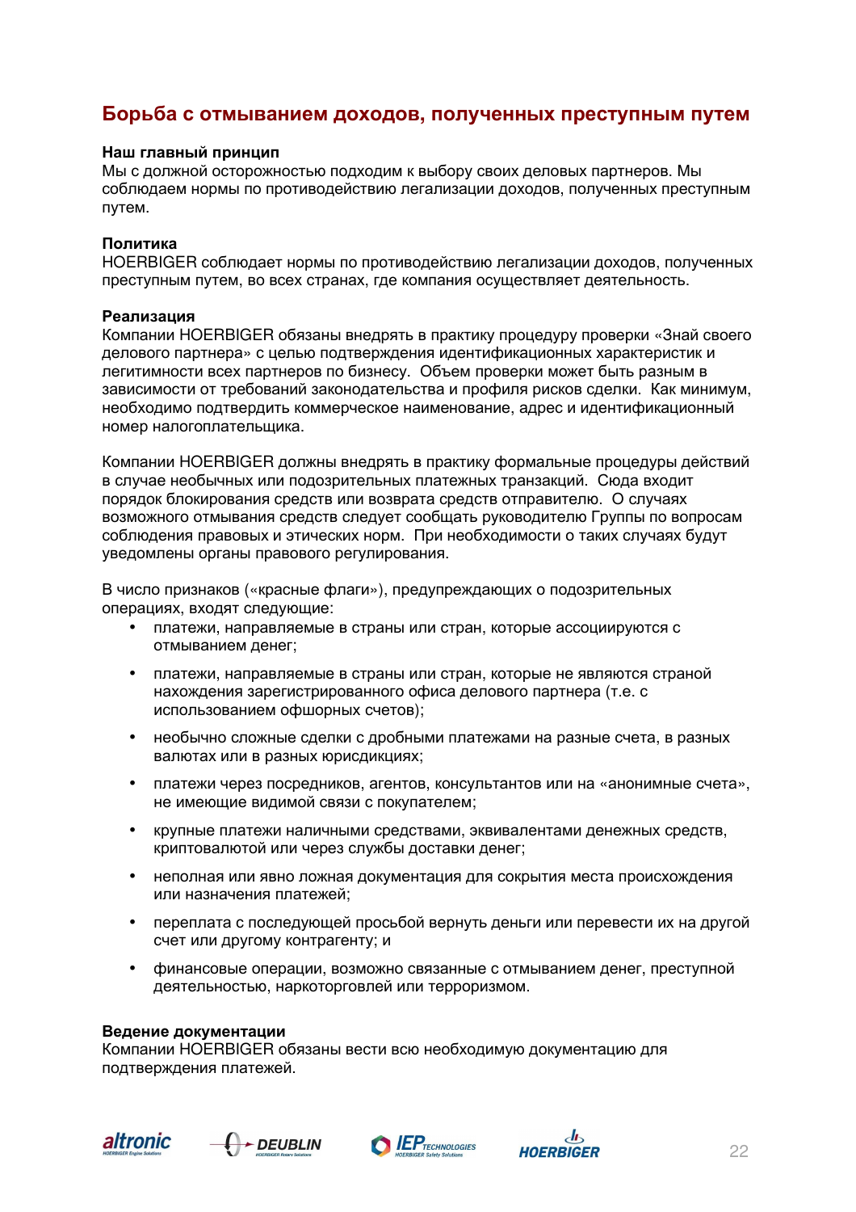## Борьба с отмыванием доходов, полученных преступным путем

**Наш главный принцип**
Мы с должной осторожностью подходим к выбору своих деловых партнеров. Мы соблюдаем нормы по противодействию легализации доходов, полученных преступным путем.

**Политика**
HOERBIGER соблюдает нормы по противодействию легализации доходов, полученных преступным путем, во всех странах, где компания осуществляет деятельность.

**Реализация**
Компании HOERBIGER обязаны внедрять в практику процедуру проверки «Знай своего делового партнера» с целью подтверждения идентификационных характеристик и легитимности всех партнеров по бизнесу. Объем проверки может быть разным в зависимости от требований законодательства и профиля рисков сделки. Как минимум, необходимо подтвердить коммерческое наименование, адрес и идентификационный номер налогоплательщика.

Компании HOERBIGER должны внедрять в практику формальные процедуры действий в случае необычных или подозрительных платежных транзакций. Сюда входит порядок блокирования средств или возврата средств отправителю. О случаях возможного отмывания средств следует сообщать руководителю Группы по вопросам соблюдения правовых и этических норм. При необходимости о таких случаях будут уведомлены органы правового регулирования.

В число признаков («красные флаги»), предупреждающих о подозрительных операциях, входят следующие:

- платежи, направляемые в страны или стран, которые ассоциируются с отмыванием денег;
- платежи, направляемые в страны или стран, которые не являются страной нахождения зарегистрированного офиса делового партнера (т.е. с использованием офшорных счетов);
- необычно сложные сделки с дробными платежами на разные счета, в разных валютах или в разных юрисдикциях;
- платежи через посредников, агентов, консультантов или на «анонимные счета», не имеющие видимой связи с покупателем;
- крупные платежи наличными средствами, эквивалентами денежных средств, криптовалютой или через службы доставки денег;
- неполная или явно ложная документация для сокрытия места происхождения или назначения платежей;
- переплата с последующей просьбой вернуть деньги или перевести их на другой счет или другому контрагенту; и
- финансовые операции, возможно связанные с отмыванием денег, преступной деятельностью, наркоторговлей или терроризмом.

**Ведение документации**
Компании HOERBIGER обязаны вести всю необходимую документацию для подтверждения платежей.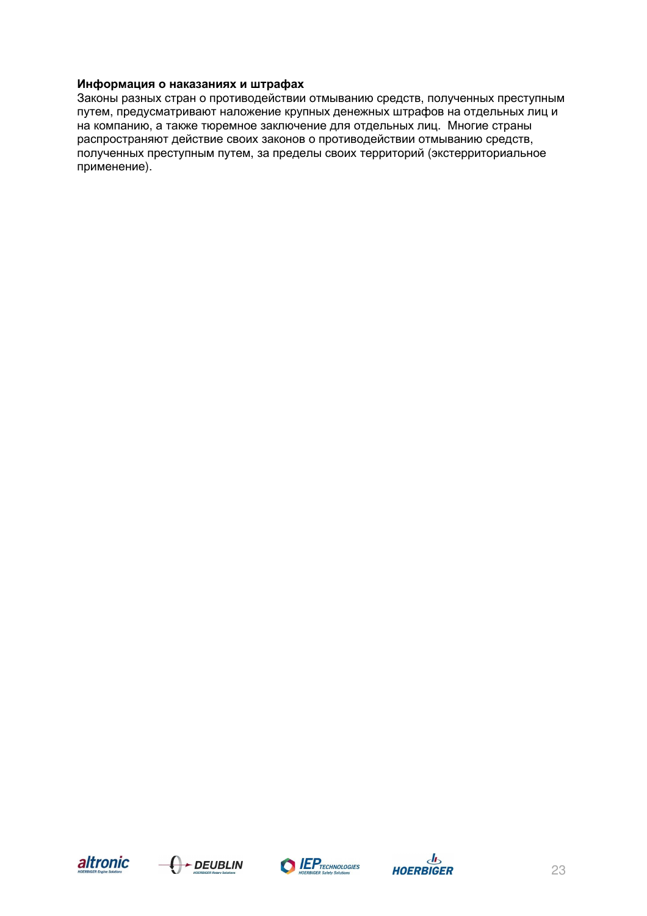**Информация о наказаниях и штрафах**

Законы разных стран о противодействии отмыванию средств, полученных преступным путем, предусматривают наложение крупных денежных штрафов на отдельных лиц и на компанию, а также тюремное заключение для отдельных лиц. Многие страны распространяют действие своих законов о противодействии отмыванию средств, полученных преступным путем, за пределы своих территорий (экстерриториальное применение).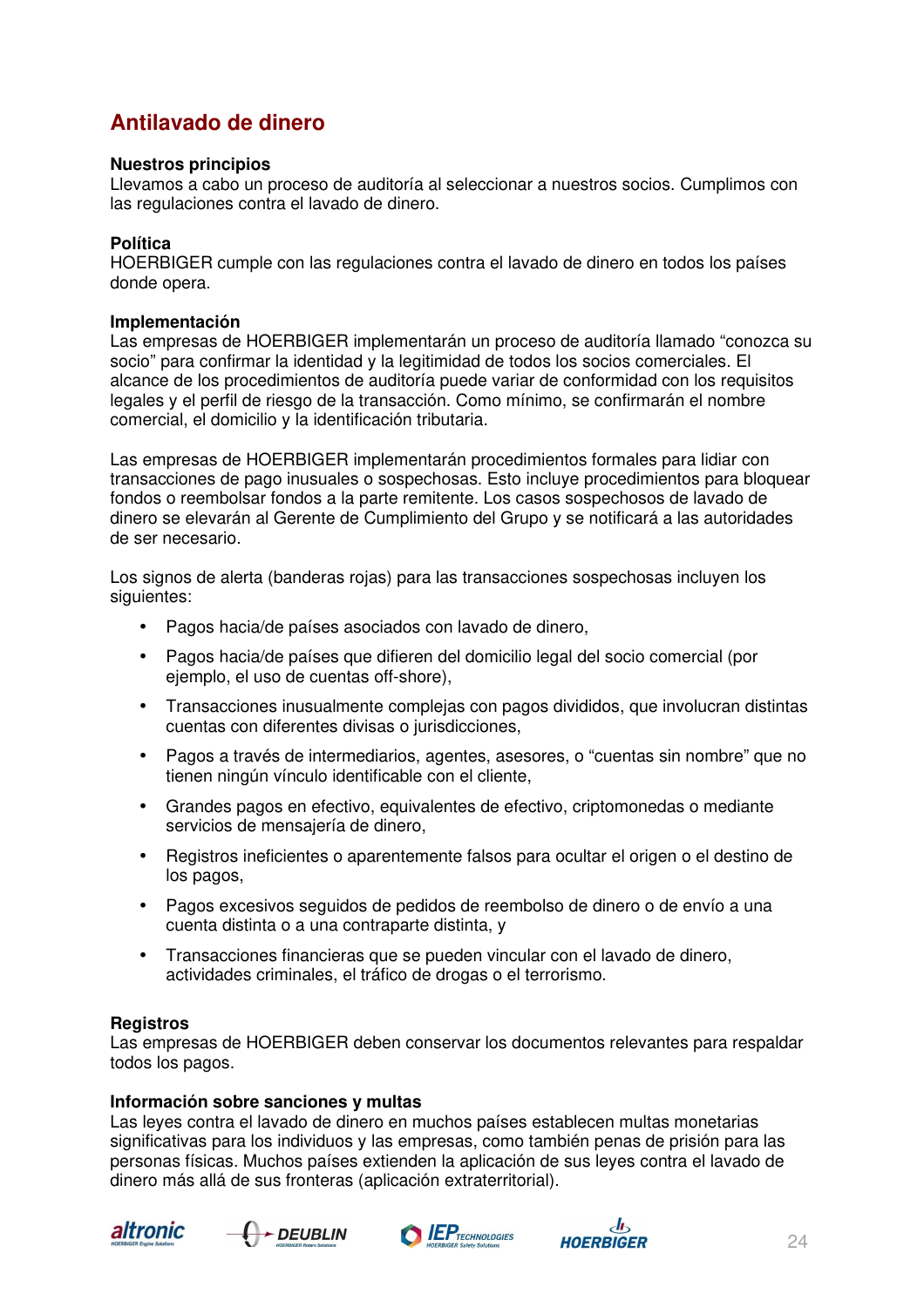## Antilavado de dinero

**Nuestros principios**
Llevamos a cabo un proceso de auditoría al seleccionar a nuestros socios. Cumplimos con las regulaciones contra el lavado de dinero.

**Política**
HOERBIGER cumple con las regulaciones contra el lavado de dinero en todos los países donde opera.

**Implementación**
Las empresas de HOERBIGER implementarán un proceso de auditoría llamado "conozca su socio" para confirmar la identidad y la legitimidad de todos los socios comerciales. El alcance de los procedimientos de auditoría puede variar de conformidad con los requisitos legales y el perfil de riesgo de la transacción. Como mínimo, se confirmarán el nombre comercial, el domicilio y la identificación tributaria.

Las empresas de HOERBIGER implementarán procedimientos formales para lidiar con transacciones de pago inusuales o sospechosas. Esto incluye procedimientos para bloquear fondos o reembolsar fondos a la parte remitente. Los casos sospechosos de lavado de dinero se elevarán al Gerente de Cumplimiento del Grupo y se notificará a las autoridades de ser necesario.

Los signos de alerta (banderas rojas) para las transacciones sospechosas incluyen los siguientes:

- Pagos hacia/de países asociados con lavado de dinero,
- Pagos hacia/de países que difieren del domicilio legal del socio comercial (por ejemplo, el uso de cuentas off-shore),
- Transacciones inusualmente complejas con pagos divididos, que involucran distintas cuentas con diferentes divisas o jurisdicciones,
- Pagos a través de intermediarios, agentes, asesores, o "cuentas sin nombre" que no tienen ningún vínculo identificable con el cliente,
- Grandes pagos en efectivo, equivalentes de efectivo, criptomonedas o mediante servicios de mensajería de dinero,
- Registros ineficientes o aparentemente falsos para ocultar el origen o el destino de los pagos,
- Pagos excesivos seguidos de pedidos de reembolso de dinero o de envío a una cuenta distinta o a una contraparte distinta, y
- Transacciones financieras que se pueden vincular con el lavado de dinero, actividades criminales, el tráfico de drogas o el terrorismo.

**Registros**
Las empresas de HOERBIGER deben conservar los documentos relevantes para respaldar todos los pagos.

**Información sobre sanciones y multas**
Las leyes contra el lavado de dinero en muchos países establecen multas monetarias significativas para los individuos y las empresas, como también penas de prisión para las personas físicas. Muchos países extienden la aplicación de sus leyes contra el lavado de dinero más allá de sus fronteras (aplicación extraterritorial).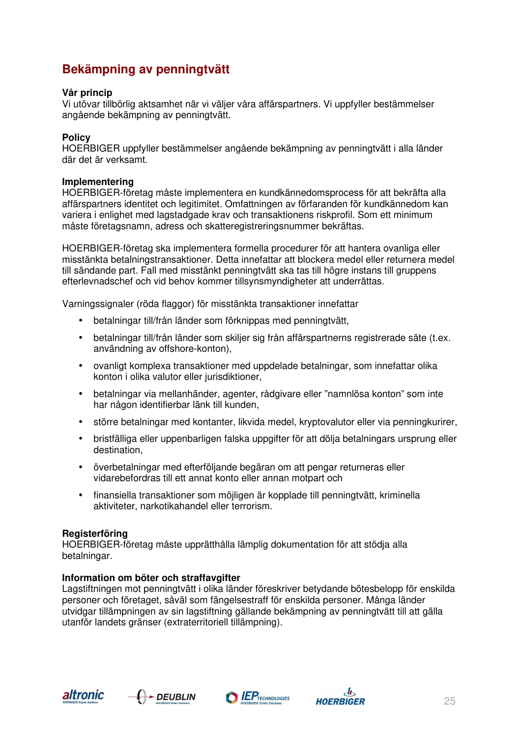## Bekämpning av penningtvätt

**Vår princip**
Vi utövar tillbörlig aktsamhet när vi väljer våra affärspartners. Vi uppfyller bestämmelser angående bekämpning av penningtvätt.

**Policy**
HOERBIGER uppfyller bestämmelser angående bekämpning av penningtvätt i alla länder där det är verksamt.

**Implementering**
HOERBIGER-företag måste implementera en kundkännedomsprocess för att bekräfta alla affärspartners identitet och legitimitet. Omfattningen av förfaranden för kundkännedom kan variera i enlighet med lagstadgade krav och transaktionens riskprofil. Som ett minimum måste företagsnamn, adress och skatteregistreringsnummer bekräftas.

HOERBIGER-företag ska implementera formella procedurer för att hantera ovanliga eller misstänkta betalningstransaktioner. Detta innefattar att blockera medel eller returnera medel till sändande part. Fall med misstänkt penningtvätt ska tas till högre instans till gruppens efterlevnadschef och vid behov kommer tillsynsmyndigheter att underrättas.

Varningssignaler (röda flaggor) för misstänkta transaktioner innefattar

- betalningar till/från länder som förknippas med penningtvätt,
- betalningar till/från länder som skiljer sig från affärspartnerns registrerade säte (t.ex. användning av offshore-konton),
- ovanligt komplexa transaktioner med uppdelade betalningar, som innefattar olika konton i olika valutor eller jurisdiktioner,
- betalningar via mellanhänder, agenter, rådgivare eller ”namnlösa konton” som inte har någon identifierbar länk till kunden,
- större betalningar med kontanter, likvida medel, kryptovalutor eller via penningkurirer,
- bristfälliga eller uppenbarligen falska uppgifter för att dölja betalningars ursprung eller destination,
- överbetalningar med efterföljande begäran om att pengar returneras eller vidarebefordras till ett annat konto eller annan motpart och
- finansiella transaktioner som möjligen är kopplade till penningtvätt, kriminella aktiviteter, narkotikahandel eller terrorism.

**Registerföring**
HOERBIGER-företag måste upprätthålla lämplig dokumentation för att stödja alla betalningar.

**Information om böter och straffavgifter**
Lagstiftningen mot penningtvätt i olika länder föreskriver betydande bötesbelopp för enskilda personer och företaget, såväl som fängelsestraff för enskilda personer. Många länder utvidgar tillämpningen av sin lagstiftning gällande bekämpning av penningtvätt till att gälla utanför landets gränser (extraterritoriell tillämpning).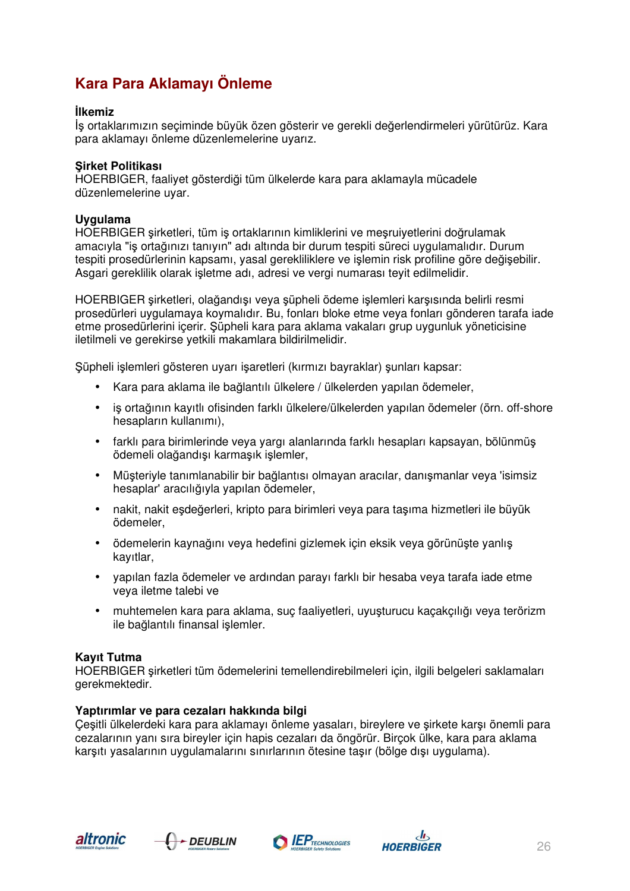# Kara Para Aklamayı Önleme

**İlkemiz**
İş ortaklarımızın seçiminde büyük özen gösterir ve gerekli değerlendirmeleri yürütürüz. Kara para aklamayı önleme düzenlemelerine uyarız.

**Şirket Politikası**
HOERBIGER, faaliyet gösterdiği tüm ülkelerde kara para aklamayla mücadele düzenlemelerine uyar.

**Uygulama**
HOERBIGER şirketleri, tüm iş ortaklarının kimliklerini ve meşruiyetlerini doğrulamak amacıyla "iş ortağınızı tanıyın" adı altında bir durum tespiti süreci uygulamalıdır. Durum tespiti prosedürlerinin kapsamı, yasal gerekliliklere ve işlemin risk profiline göre değişebilir. Asgari gereklilik olarak işletme adı, adresi ve vergi numarası teyit edilmelidir.

HOERBIGER şirketleri, olağandışı veya şüpheli ödeme işlemleri karşısında belirli resmi prosedürleri uygulamaya koymalıdır. Bu, fonları bloke etme veya fonları gönderen tarafa iade etme prosedürlerini içerir. Şüpheli kara para aklama vakaları grup uygunluk yöneticisine iletilmeli ve gerekirse yetkili makamlara bildirilmelidir.

Şüpheli işlemleri gösteren uyarı işaretleri (kırmızı bayraklar) şunları kapsar:

- Kara para aklama ile bağlantılı ülkelere / ülkelerden yapılan ödemeler,
- iş ortağının kayıtlı ofisinden farklı ülkelere/ülkelerden yapılan ödemeler (örn. off-shore hesapların kullanımı),
- farklı para birimlerinde veya yargı alanlarında farklı hesapları kapsayan, bölünmüş ödemeli olağandışı karmaşık işlemler,
- Müşteriyle tanımlanabilir bir bağlantısı olmayan aracılar, danışmanlar veya 'isimsiz hesaplar' aracılığıyla yapılan ödemeler,
- nakit, nakit eşdeğerleri, kripto para birimleri veya para taşıma hizmetleri ile büyük ödemeler,
- ödemelerin kaynağını veya hedefini gizlemek için eksik veya görünüşte yanlış kayıtlar,
- yapılan fazla ödemeler ve ardından parayı farklı bir hesaba veya tarafa iade etme veya iletme talebi ve
- muhtemelen kara para aklama, suç faaliyetleri, uyuşturucu kaçakçılığı veya terörizm ile bağlantılı finansal işlemler.

**Kayıt Tutma**
HOERBIGER şirketleri tüm ödemelerini temellendirebilmeleri için, ilgili belgeleri saklamaları gerekmektedir.

**Yaptırımlar ve para cezaları hakkında bilgi**
Çeşitli ülkelerdeki kara para aklamayı önleme yasaları, bireylere ve şirkete karşı önemli para cezalarının yanı sıra bireyler için hapis cezaları da öngörür. Birçok ülke, kara para aklama karşıtı yasalarının uygulamalarını sınırlarının ötesine taşır (bölge dışı uygulama).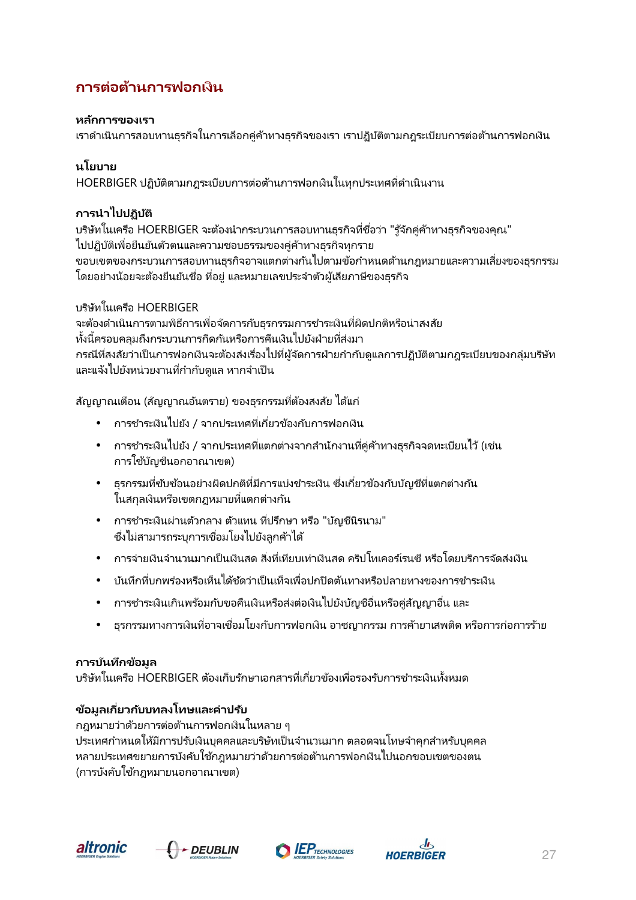## การต่อต้านการฟอกเงิน

**หลักการของเรา**

เราดำเนินการสอบทานธุรกิจในการเลือกคู่ค้าทางธุรกิจของเรา เราปฏิบัติตามกฎระเบียบการต่อต้านการฟอกเงิน

**นโยบาย**

HOERBIGER ปฏิบัติตามกฎระเบียบการต่อต้านการฟอกเงินในทุกประเทศที่ดำเนินงาน

**การนำไปปฏิบัติ**

บริษัทในเครือ HOERBIGER จะต้องนำกระบวนการสอบทานธุรกิจที่ชื่อว่า "รู้จักคู่ค้าทางธุรกิจของคุณ" ไปปฏิบัติเพื่อยืนยันตัวตนและความชอบธรรมของคู่ค้าทางธุรกิจทุกราย ขอบเขตของกระบวนการสอบทานธุรกิจอาจแตกต่างกันไปตามข้อกำหนดด้านกฎหมายและความเสี่ยงของธุรกรรม โดยอย่างน้อยจะต้องยืนยันชื่อ ที่อยู่ และหมายเลขประจำตัวผู้เสียภาษีของธุรกิจ

บริษัทในเครือ HOERBIGER จะต้องดำเนินการตามพิธีการเพื่อจัดการกับธุรกรรมการชำระเงินที่ผิดปกติหรือน่าสงสัย ทั้งนี้ครอบคลุมถึงกระบวนการกีดกันหรือการคืนเงินไปยังฝ่ายที่ส่งมา กรณีที่สงสัยว่าเป็นการฟอกเงินจะต้องส่งเรื่องไปที่ผู้จัดการฝ่ายกำกับดูแลการปฏิบัติตามกฎระเบียบของกลุ่มบริษัท และแจ้งไปยังหน่วยงานที่กำกับดูแล หากจำเป็น

สัญญาณเตือน (สัญญาณอันตราย) ของธุรกรรมที่ต้องสงสัย ได้แก่

- การชำระเงินไปยัง / จากประเทศที่เกี่ยวข้องกับการฟอกเงิน
- การชำระเงินไปยัง / จากประเทศที่แตกต่างจากสำนักงานที่คู่ค้าทางธุรกิจจดทะเบียนไว้ (เช่น การใช้บัญชีนอกอาณาเขต)
- ธุรกรรมที่ซับซ้อนอย่างผิดปกติที่มีการแบ่งชำระเงิน ซึ่งเกี่ยวข้องกับบัญชีที่แตกต่างกัน ในสกุลเงินหรือเขตกฎหมายที่แตกต่างกัน
- การชำระเงินผ่านตัวกลาง ตัวแทน ที่ปรึกษา หรือ "บัญชีนิรนาม" ซึ่งไม่สามารถระบุการเชื่อมโยงไปยังลูกค้าได้
- การจ่ายเงินจำนวนมากเป็นเงินสด สิ่งที่เทียบเท่าเงินสด คริปโทเคอร์เรนซี หรือโดยบริการจัดส่งเงิน
- บันทึกที่บกพร่องหรือเห็นได้ชัดว่าเป็นเท็จเพื่อปกปิดต้นทางหรือปลายทางของการชำระเงิน
- การชำระเงินเกินพร้อมกับขอคืนเงินหรือส่งต่อเงินไปยังบัญชีอื่นหรือคู่สัญญาอื่น และ
- ธุรกรรมทางการเงินที่อาจเชื่อมโยงกับการฟอกเงิน อาชญากรรม การค้ายาเสพติด หรือการก่อการร้าย

**การบันทึกข้อมูล**

บริษัทในเครือ HOERBIGER ต้องเก็บรักษาเอกสารที่เกี่ยวข้องเพื่อรองรับการชำระเงินทั้งหมด

**ข้อมูลเกี่ยวกับบทลงโทษและค่าปรับ**

กฎหมายว่าด้วยการต่อต้านการฟอกเงินในหลาย ๆ ประเทศกำหนดให้มีการปรับเงินบุคคลและบริษัทเป็นจำนวนมาก ตลอดจนโทษจำคุกสำหรับบุคคล หลายประเทศขยายการบังคับใช้กฎหมายว่าด้วยการต่อต้านการฟอกเงินไปนอกขอบเขตของตน (การบังคับใช้กฎหมายนอกอาณาเขต)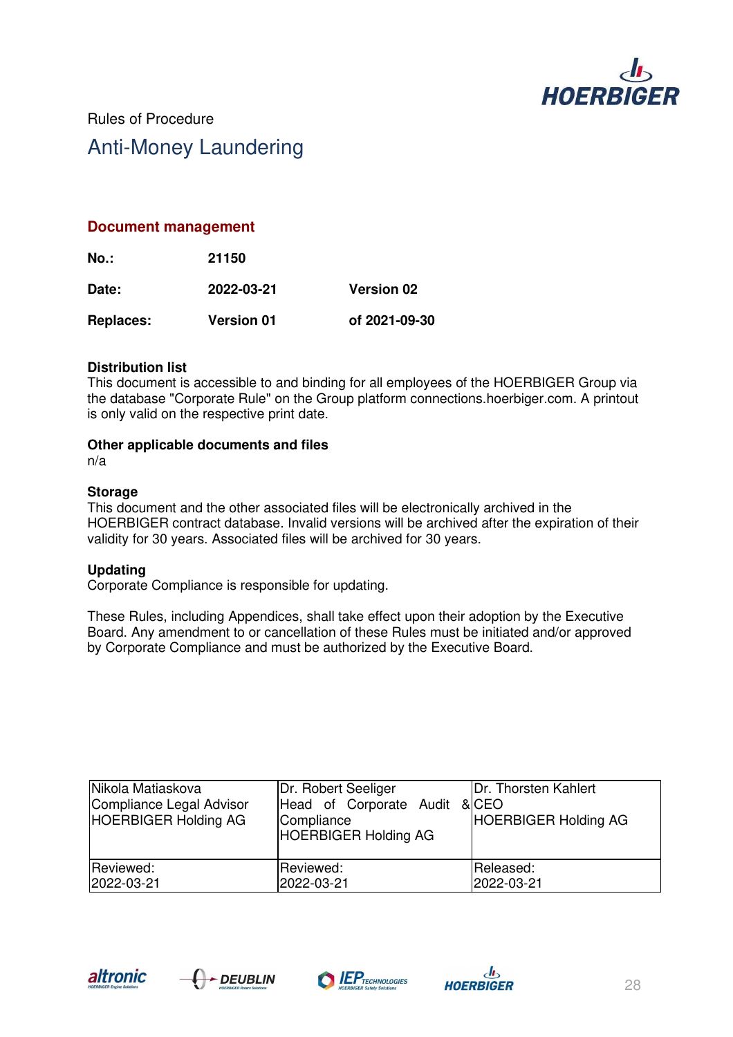Rules of Procedure

# Anti-Money Laundering

## Document management

| | | |
|---|---|---|
| **No.:** | **21150** | |
| **Date:** | **2022-03-21** | **Version 02** |
| **Replaces:** | **Version 01** | **of 2021-09-30** |

**Distribution list**
This document is accessible to and binding for all employees of the HOERBIGER Group via the database "Corporate Rule" on the Group platform connections.hoerbiger.com. A printout is only valid on the respective print date.

**Other applicable documents and files**
n/a

**Storage**
This document and the other associated files will be electronically archived in the HOERBIGER contract database. Invalid versions will be archived after the expiration of their validity for 30 years. Associated files will be archived for 30 years.

**Updating**
Corporate Compliance is responsible for updating.

These Rules, including Appendices, shall take effect upon their adoption by the Executive Board. Any amendment to or cancellation of these Rules must be initiated and/or approved by Corporate Compliance and must be authorized by the Executive Board.

| | | |
|---|---|---|
| Nikola Matiaskova<br>Compliance Legal Advisor<br>HOERBIGER Holding AG | Dr. Robert Seeliger<br>Head of Corporate Audit & Compliance<br>HOERBIGER Holding AG | Dr. Thorsten Kahlert<br>CEO<br>HOERBIGER Holding AG |
| Reviewed:<br>2022-03-21 | Reviewed:<br>2022-03-21 | Released:<br>2022-03-21 |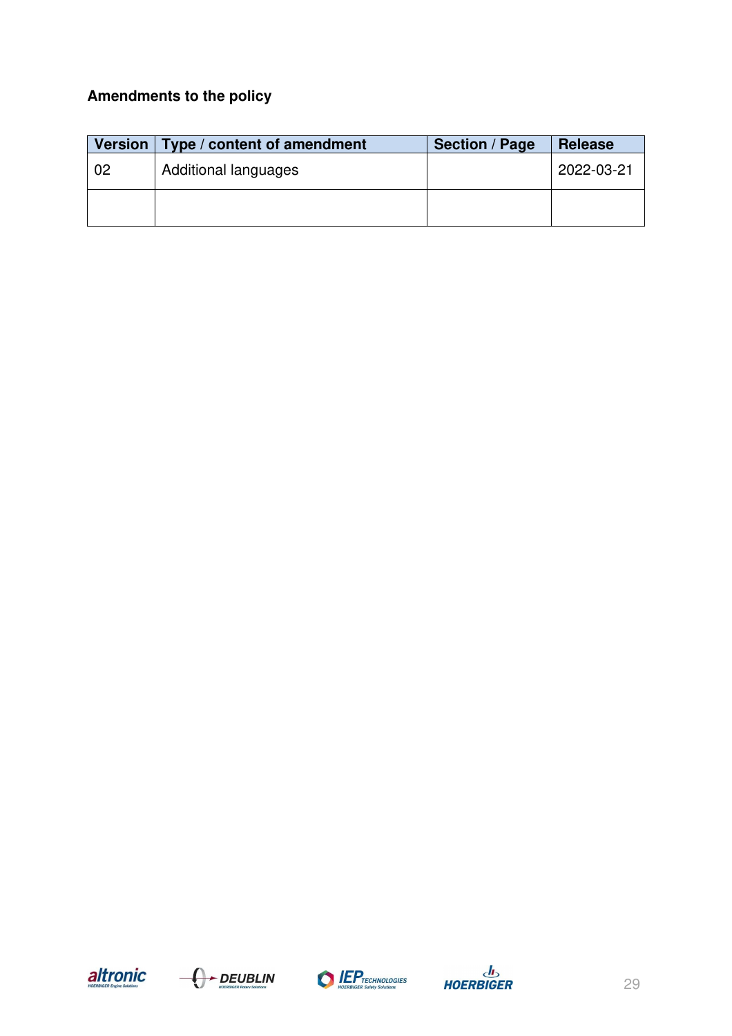**Amendments to the policy**

| Version | Type / content of amendment | Section / Page | Release |
|---|---|---|---|
| 02 | Additional languages | | 2022-03-21 |
| | | | |